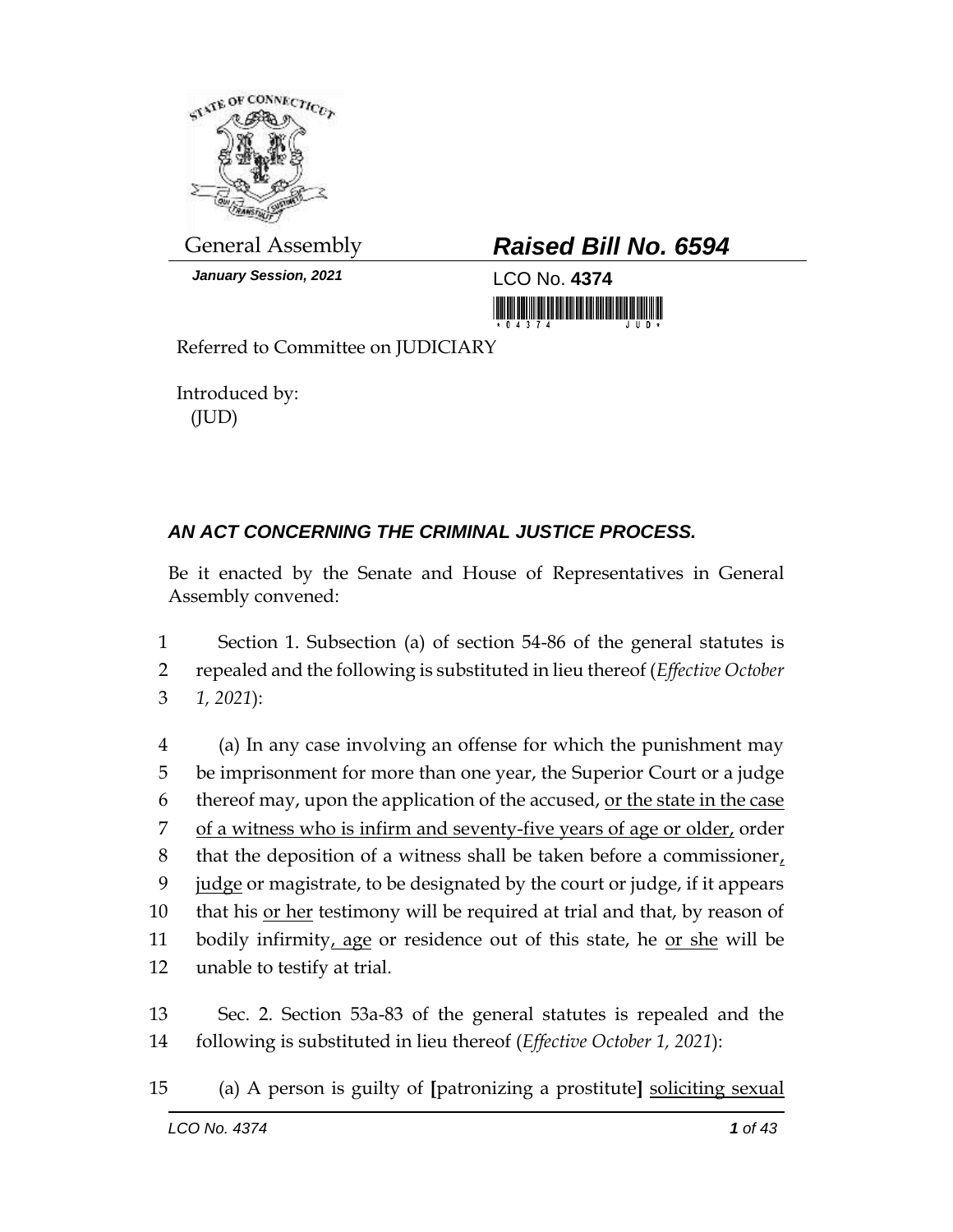General Assembly

***Raised Bill No. 6594***

***January Session, 2021***

LCO No. **4374**

Referred to Committee on JUDICIARY

Introduced by:
(JUD)

## ***AN ACT CONCERNING THE CRIMINAL JUSTICE PROCESS.***

Be it enacted by the Senate and House of Representatives in General Assembly convened:

1 Section 1. Subsection (a) of section 54-86 of the general statutes is
2 repealed and the following is substituted in lieu thereof (*Effective October*
3 *1, 2021*):

4 (a) In any case involving an offense for which the punishment may
5 be imprisonment for more than one year, the Superior Court or a judge
6 thereof may, upon the application of the accused, <u>or the state in the case</u>
7 <u>of a witness who is infirm and seventy-five years of age or older,</u> order
8 that the deposition of a witness shall be taken before a commissioner<u>,</u>
9 <u>judge</u> or magistrate, to be designated by the court or judge, if it appears
10 that his <u>or her</u> testimony will be required at trial and that, by reason of
11 bodily infirmity<u>, age</u> or residence out of this state, he <u>or she</u> will be
12 unable to testify at trial.

13 Sec. 2. Section 53a-83 of the general statutes is repealed and the
14 following is substituted in lieu thereof (*Effective October 1, 2021*):

15 (a) A person is guilty of **[**patronizing a prostitute**]** <u>soliciting sexual</u>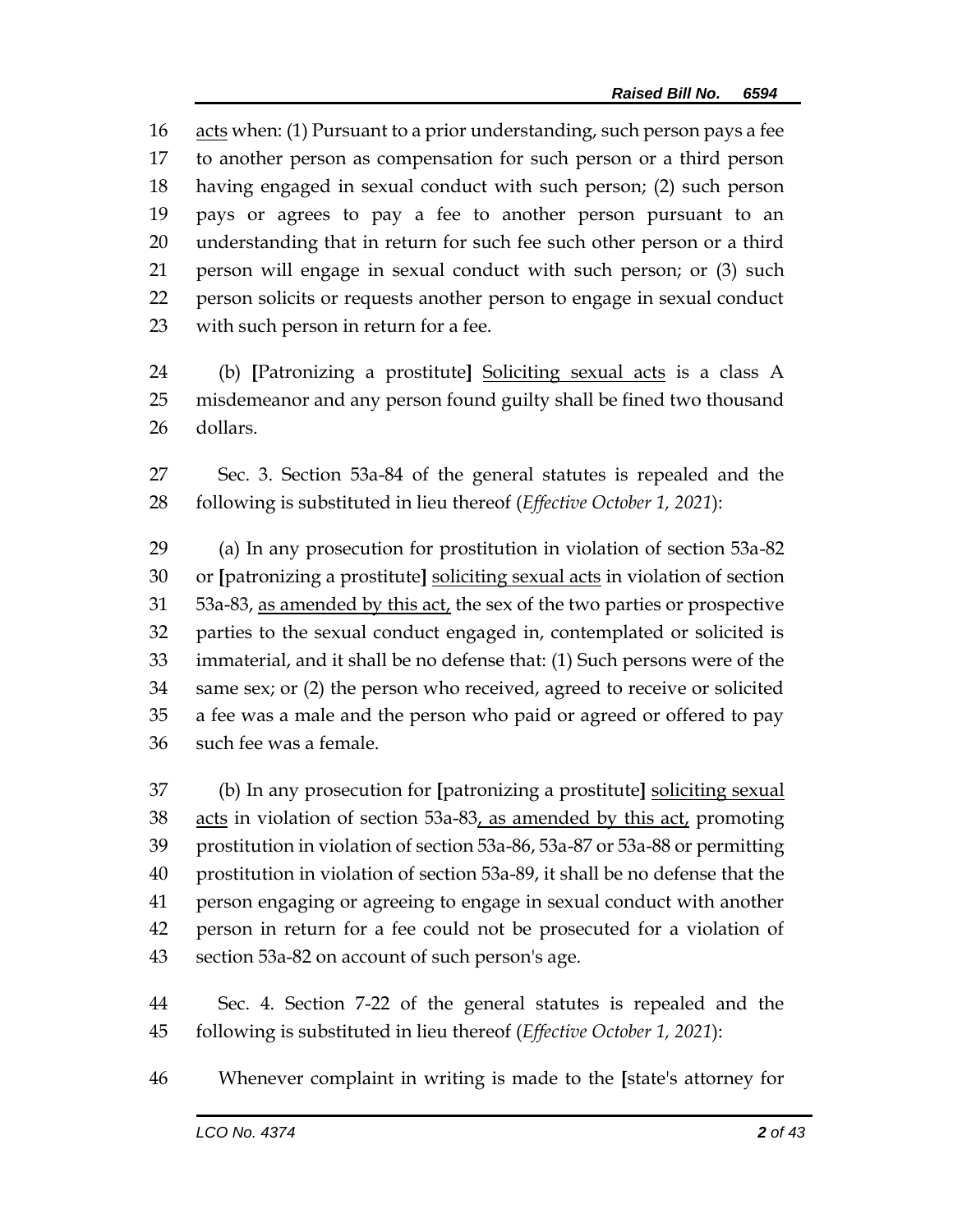16 acts when: (1) Pursuant to a prior understanding, such person pays a fee
17 to another person as compensation for such person or a third person
18 having engaged in sexual conduct with such person; (2) such person
19 pays or agrees to pay a fee to another person pursuant to an
20 understanding that in return for such fee such other person or a third
21 person will engage in sexual conduct with such person; or (3) such
22 person solicits or requests another person to engage in sexual conduct
23 with such person in return for a fee.

24 (b) **[**Patronizing a prostitute**]** Soliciting sexual acts is a class A
25 misdemeanor and any person found guilty shall be fined two thousand
26 dollars.

27 Sec. 3. Section 53a-84 of the general statutes is repealed and the
28 following is substituted in lieu thereof (*Effective October 1, 2021*):

29 (a) In any prosecution for prostitution in violation of section 53a-82
30 or **[**patronizing a prostitute**]** soliciting sexual acts in violation of section
31 53a-83, as amended by this act, the sex of the two parties or prospective
32 parties to the sexual conduct engaged in, contemplated or solicited is
33 immaterial, and it shall be no defense that: (1) Such persons were of the
34 same sex; or (2) the person who received, agreed to receive or solicited
35 a fee was a male and the person who paid or agreed or offered to pay
36 such fee was a female.

37 (b) In any prosecution for **[**patronizing a prostitute**]** soliciting sexual
38 acts in violation of section 53a-83, as amended by this act, promoting
39 prostitution in violation of section 53a-86, 53a-87 or 53a-88 or permitting
40 prostitution in violation of section 53a-89, it shall be no defense that the
41 person engaging or agreeing to engage in sexual conduct with another
42 person in return for a fee could not be prosecuted for a violation of
43 section 53a-82 on account of such person's age.

44 Sec. 4. Section 7-22 of the general statutes is repealed and the
45 following is substituted in lieu thereof (*Effective October 1, 2021*):

46 Whenever complaint in writing is made to the **[**state's attorney for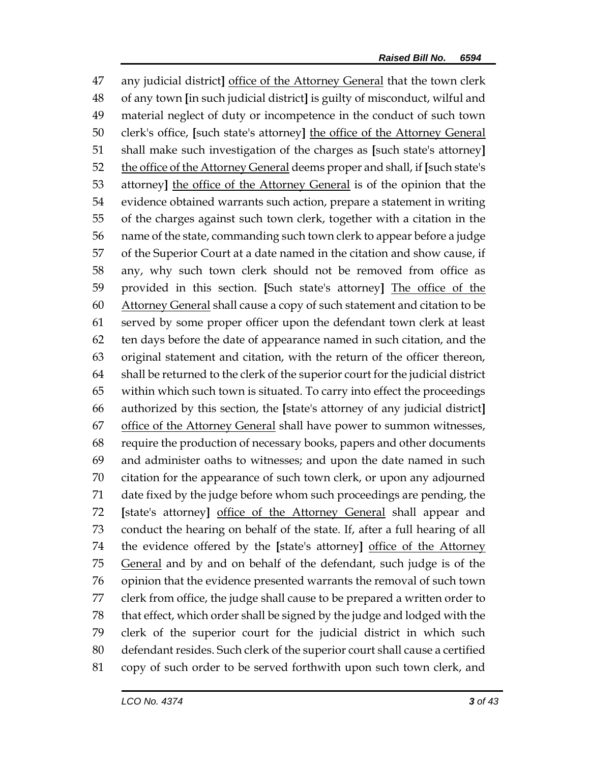any judicial district**]** <u>office of the Attorney General</u> that the town clerk of any town **[**in such judicial district**]** is guilty of misconduct, wilful and material neglect of duty or incompetence in the conduct of such town clerk's office, **[**such state's attorney**]** <u>the office of the Attorney General</u> shall make such investigation of the charges as **[**such state's attorney**]** <u>the office of the Attorney General</u> deems proper and shall, if **[**such state's attorney**]** <u>the office of the Attorney General</u> is of the opinion that the evidence obtained warrants such action, prepare a statement in writing of the charges against such town clerk, together with a citation in the name of the state, commanding such town clerk to appear before a judge of the Superior Court at a date named in the citation and show cause, if any, why such town clerk should not be removed from office as provided in this section. **[**Such state's attorney**]** <u>The office of the Attorney General</u> shall cause a copy of such statement and citation to be served by some proper officer upon the defendant town clerk at least ten days before the date of appearance named in such citation, and the original statement and citation, with the return of the officer thereon, shall be returned to the clerk of the superior court for the judicial district within which such town is situated. To carry into effect the proceedings authorized by this section, the **[**state's attorney of any judicial district**]** <u>office of the Attorney General</u> shall have power to summon witnesses, require the production of necessary books, papers and other documents and administer oaths to witnesses; and upon the date named in such citation for the appearance of such town clerk, or upon any adjourned date fixed by the judge before whom such proceedings are pending, the **[**state's attorney**]** <u>office of the Attorney General</u> shall appear and conduct the hearing on behalf of the state. If, after a full hearing of all the evidence offered by the **[**state's attorney**]** <u>office of the Attorney General</u> and by and on behalf of the defendant, such judge is of the opinion that the evidence presented warrants the removal of such town clerk from office, the judge shall cause to be prepared a written order to that effect, which order shall be signed by the judge and lodged with the clerk of the superior court for the judicial district in which such defendant resides. Such clerk of the superior court shall cause a certified copy of such order to be served forthwith upon such town clerk, and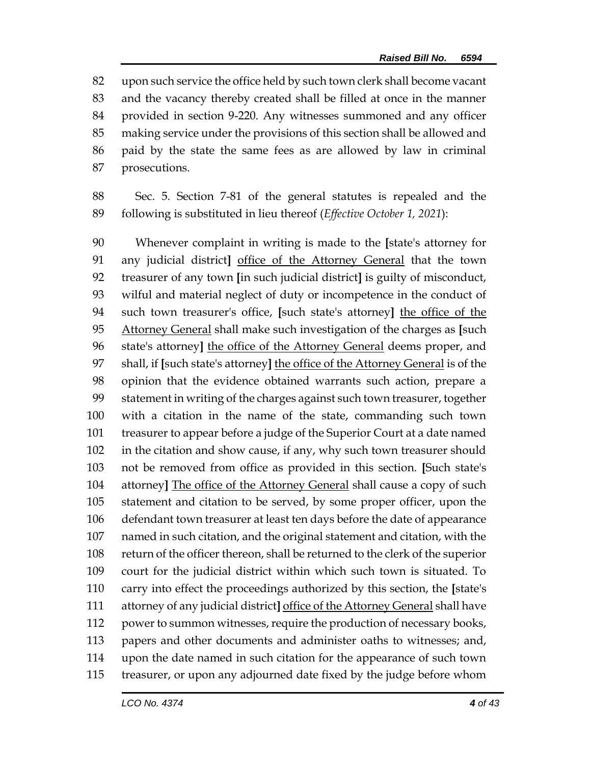upon such service the office held by such town clerk shall become vacant and the vacancy thereby created shall be filled at once in the manner provided in section 9-220. Any witnesses summoned and any officer making service under the provisions of this section shall be allowed and paid by the state the same fees as are allowed by law in criminal prosecutions.

Sec. 5. Section 7-81 of the general statutes is repealed and the following is substituted in lieu thereof (*Effective October 1, 2021*):

Whenever complaint in writing is made to the **[**state's attorney for any judicial district**]** office of the Attorney General that the town treasurer of any town **[**in such judicial district**]** is guilty of misconduct, wilful and material neglect of duty or incompetence in the conduct of such town treasurer's office, **[**such state's attorney**]** the office of the Attorney General shall make such investigation of the charges as **[**such state's attorney**]** the office of the Attorney General deems proper, and shall, if **[**such state's attorney**]** the office of the Attorney General is of the opinion that the evidence obtained warrants such action, prepare a statement in writing of the charges against such town treasurer, together with a citation in the name of the state, commanding such town treasurer to appear before a judge of the Superior Court at a date named in the citation and show cause, if any, why such town treasurer should not be removed from office as provided in this section. **[**Such state's attorney**]** The office of the Attorney General shall cause a copy of such statement and citation to be served, by some proper officer, upon the defendant town treasurer at least ten days before the date of appearance named in such citation, and the original statement and citation, with the return of the officer thereon, shall be returned to the clerk of the superior court for the judicial district within which such town is situated. To carry into effect the proceedings authorized by this section, the **[**state's attorney of any judicial district**]** office of the Attorney General shall have power to summon witnesses, require the production of necessary books, papers and other documents and administer oaths to witnesses; and, upon the date named in such citation for the appearance of such town treasurer, or upon any adjourned date fixed by the judge before whom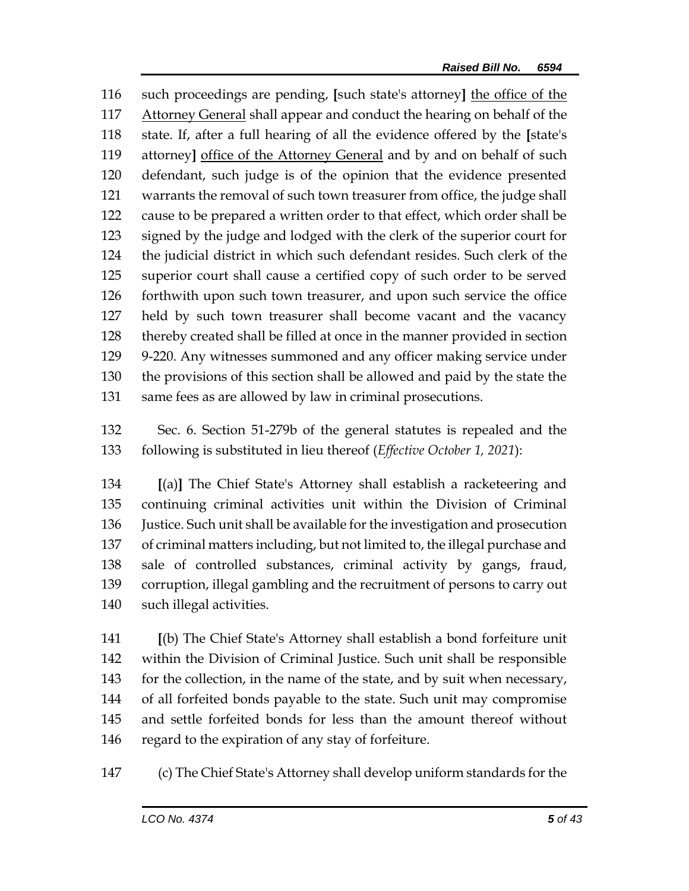such proceedings are pending, [such state's attorney] <u>the office of the Attorney General</u> shall appear and conduct the hearing on behalf of the state. If, after a full hearing of all the evidence offered by the [state's attorney] <u>office of the Attorney General</u> and by and on behalf of such defendant, such judge is of the opinion that the evidence presented warrants the removal of such town treasurer from office, the judge shall cause to be prepared a written order to that effect, which order shall be signed by the judge and lodged with the clerk of the superior court for the judicial district in which such defendant resides. Such clerk of the superior court shall cause a certified copy of such order to be served forthwith upon such town treasurer, and upon such service the office held by such town treasurer shall become vacant and the vacancy thereby created shall be filled at once in the manner provided in section 9-220. Any witnesses summoned and any officer making service under the provisions of this section shall be allowed and paid by the state the same fees as are allowed by law in criminal prosecutions.

Sec. 6. Section 51-279b of the general statutes is repealed and the following is substituted in lieu thereof (*Effective October 1, 2021*):

[(a)] The Chief State's Attorney shall establish a racketeering and continuing criminal activities unit within the Division of Criminal Justice. Such unit shall be available for the investigation and prosecution of criminal matters including, but not limited to, the illegal purchase and sale of controlled substances, criminal activity by gangs, fraud, corruption, illegal gambling and the recruitment of persons to carry out such illegal activities.

[(b) The Chief State's Attorney shall establish a bond forfeiture unit within the Division of Criminal Justice. Such unit shall be responsible for the collection, in the name of the state, and by suit when necessary, of all forfeited bonds payable to the state. Such unit may compromise and settle forfeited bonds for less than the amount thereof without regard to the expiration of any stay of forfeiture.

(c) The Chief State's Attorney shall develop uniform standards for the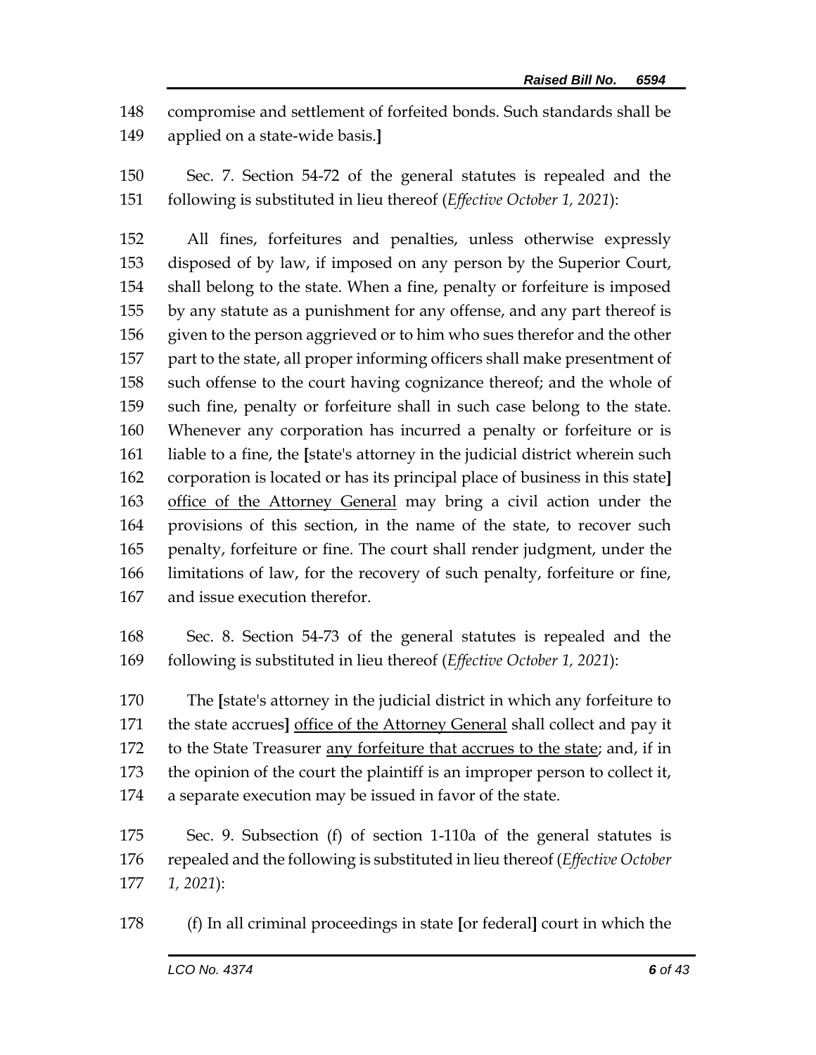148 compromise and settlement of forfeited bonds. Such standards shall be
149 applied on a state-wide basis.]

150 Sec. 7. Section 54-72 of the general statutes is repealed and the
151 following is substituted in lieu thereof (*Effective October 1, 2021*):

152 All fines, forfeitures and penalties, unless otherwise expressly
153 disposed of by law, if imposed on any person by the Superior Court,
154 shall belong to the state. When a fine, penalty or forfeiture is imposed
155 by any statute as a punishment for any offense, and any part thereof is
156 given to the person aggrieved or to him who sues therefor and the other
157 part to the state, all proper informing officers shall make presentment of
158 such offense to the court having cognizance thereof; and the whole of
159 such fine, penalty or forfeiture shall in such case belong to the state.
160 Whenever any corporation has incurred a penalty or forfeiture or is
161 liable to a fine, the [state's attorney in the judicial district wherein such
162 corporation is located or has its principal place of business in this state]
163 <u>office of the Attorney General</u> may bring a civil action under the
164 provisions of this section, in the name of the state, to recover such
165 penalty, forfeiture or fine. The court shall render judgment, under the
166 limitations of law, for the recovery of such penalty, forfeiture or fine,
167 and issue execution therefor.

168 Sec. 8. Section 54-73 of the general statutes is repealed and the
169 following is substituted in lieu thereof (*Effective October 1, 2021*):

170 The [state's attorney in the judicial district in which any forfeiture to
171 the state accrues] <u>office of the Attorney General</u> shall collect and pay it
172 to the State Treasurer <u>any forfeiture that accrues to the state</u>; and, if in
173 the opinion of the court the plaintiff is an improper person to collect it,
174 a separate execution may be issued in favor of the state.

175 Sec. 9. Subsection (f) of section 1-110a of the general statutes is
176 repealed and the following is substituted in lieu thereof (*Effective October*
177 *1, 2021*):

178 (f) In all criminal proceedings in state [or federal] court in which the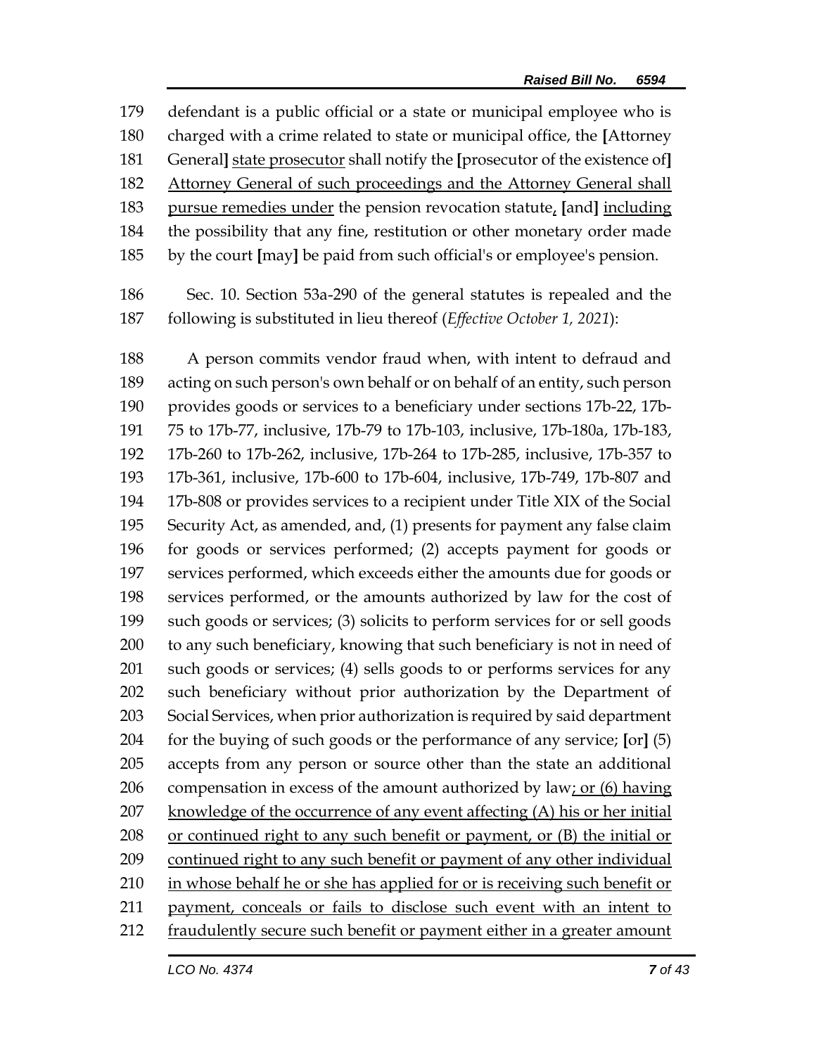defendant is a public official or a state or municipal employee who is charged with a crime related to state or municipal office, the [Attorney General] state prosecutor shall notify the [prosecutor of the existence of] Attorney General of such proceedings and the Attorney General shall pursue remedies under the pension revocation statute, [and] including the possibility that any fine, restitution or other monetary order made by the court [may] be paid from such official's or employee's pension.

Sec. 10. Section 53a-290 of the general statutes is repealed and the following is substituted in lieu thereof (*Effective October 1, 2021*):

A person commits vendor fraud when, with intent to defraud and acting on such person's own behalf or on behalf of an entity, such person provides goods or services to a beneficiary under sections 17b-22, 17b-75 to 17b-77, inclusive, 17b-79 to 17b-103, inclusive, 17b-180a, 17b-183, 17b-260 to 17b-262, inclusive, 17b-264 to 17b-285, inclusive, 17b-357 to 17b-361, inclusive, 17b-600 to 17b-604, inclusive, 17b-749, 17b-807 and 17b-808 or provides services to a recipient under Title XIX of the Social Security Act, as amended, and, (1) presents for payment any false claim for goods or services performed; (2) accepts payment for goods or services performed, which exceeds either the amounts due for goods or services performed, or the amounts authorized by law for the cost of such goods or services; (3) solicits to perform services for or sell goods to any such beneficiary, knowing that such beneficiary is not in need of such goods or services; (4) sells goods to or performs services for any such beneficiary without prior authorization by the Department of Social Services, when prior authorization is required by said department for the buying of such goods or the performance of any service; [or] (5) accepts from any person or source other than the state an additional compensation in excess of the amount authorized by law; or (6) having knowledge of the occurrence of any event affecting (A) his or her initial or continued right to any such benefit or payment, or (B) the initial or continued right to any such benefit or payment of any other individual in whose behalf he or she has applied for or is receiving such benefit or payment, conceals or fails to disclose such event with an intent to fraudulently secure such benefit or payment either in a greater amount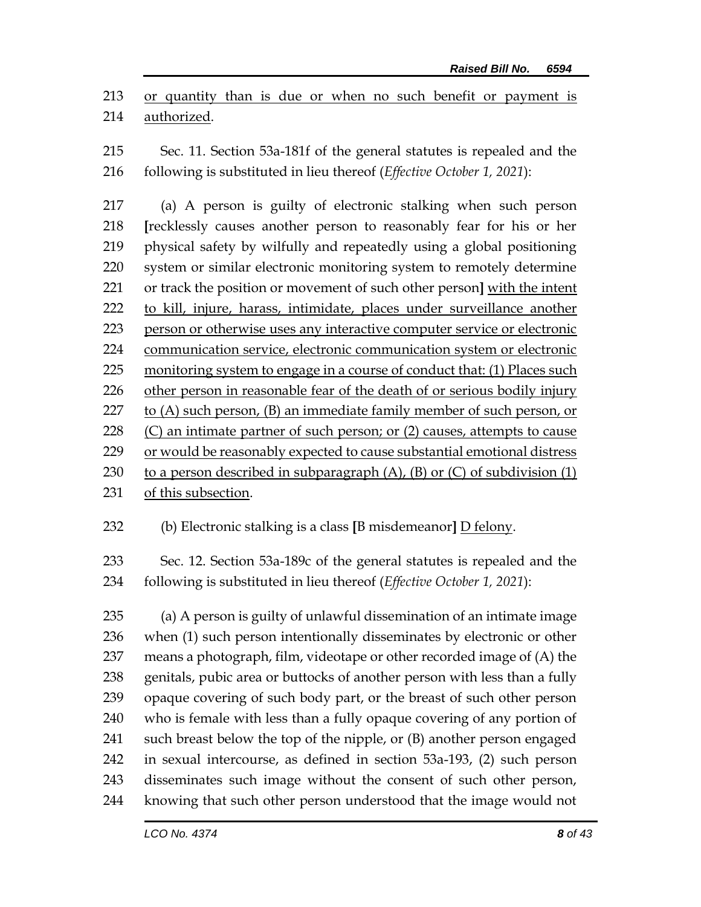or quantity than is due or when no such benefit or payment is authorized.

Sec. 11. Section 53a-181f of the general statutes is repealed and the following is substituted in lieu thereof (*Effective October 1, 2021*):

(a) A person is guilty of electronic stalking when such person **[**recklessly causes another person to reasonably fear for his or her physical safety by wilfully and repeatedly using a global positioning system or similar electronic monitoring system to remotely determine or track the position or movement of such other person**]** <u>with the intent to kill, injure, harass, intimidate, places under surveillance another person or otherwise uses any interactive computer service or electronic communication service, electronic communication system or electronic monitoring system to engage in a course of conduct that: (1) Places such other person in reasonable fear of the death of or serious bodily injury to (A) such person, (B) an immediate family member of such person, or (C) an intimate partner of such person; or (2) causes, attempts to cause or would be reasonably expected to cause substantial emotional distress to a person described in subparagraph (A), (B) or (C) of subdivision (1) of this subsection</u>.

(b) Electronic stalking is a class **[**B misdemeanor**]** <u>D felony</u>.

Sec. 12. Section 53a-189c of the general statutes is repealed and the following is substituted in lieu thereof (*Effective October 1, 2021*):

(a) A person is guilty of unlawful dissemination of an intimate image when (1) such person intentionally disseminates by electronic or other means a photograph, film, videotape or other recorded image of (A) the genitals, pubic area or buttocks of another person with less than a fully opaque covering of such body part, or the breast of such other person who is female with less than a fully opaque covering of any portion of such breast below the top of the nipple, or (B) another person engaged in sexual intercourse, as defined in section 53a-193, (2) such person disseminates such image without the consent of such other person, knowing that such other person understood that the image would not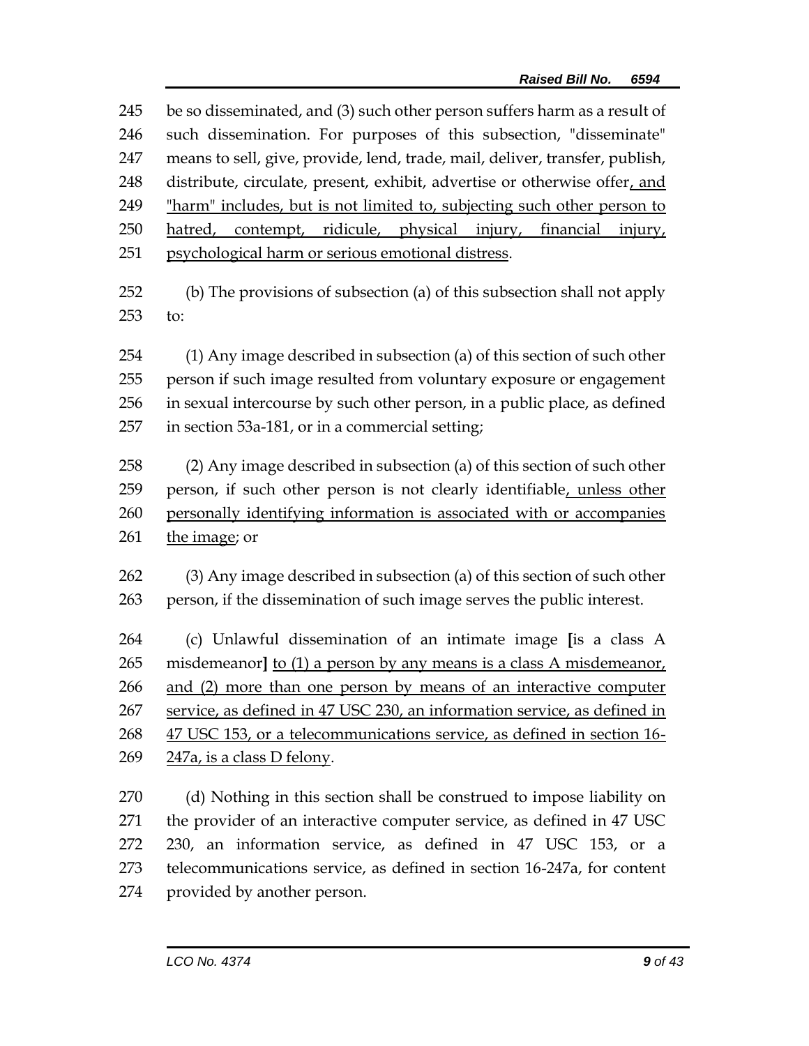be so disseminated, and (3) such other person suffers harm as a result of such dissemination. For purposes of this subsection, "disseminate" means to sell, give, provide, lend, trade, mail, deliver, transfer, publish, distribute, circulate, present, exhibit, advertise or otherwise offer, and "harm" includes, but is not limited to, subjecting such other person to hatred, contempt, ridicule, physical injury, financial injury, psychological harm or serious emotional distress.

(b) The provisions of subsection (a) of this subsection shall not apply to:

(1) Any image described in subsection (a) of this section of such other person if such image resulted from voluntary exposure or engagement in sexual intercourse by such other person, in a public place, as defined in section 53a-181, or in a commercial setting;

(2) Any image described in subsection (a) of this section of such other person, if such other person is not clearly identifiable, unless other personally identifying information is associated with or accompanies the image; or

(3) Any image described in subsection (a) of this section of such other person, if the dissemination of such image serves the public interest.

(c) Unlawful dissemination of an intimate image [is a class A misdemeanor] to (1) a person by any means is a class A misdemeanor, and (2) more than one person by means of an interactive computer service, as defined in 47 USC 230, an information service, as defined in 47 USC 153, or a telecommunications service, as defined in section 16-247a, is a class D felony.

(d) Nothing in this section shall be construed to impose liability on the provider of an interactive computer service, as defined in 47 USC 230, an information service, as defined in 47 USC 153, or a telecommunications service, as defined in section 16-247a, for content provided by another person.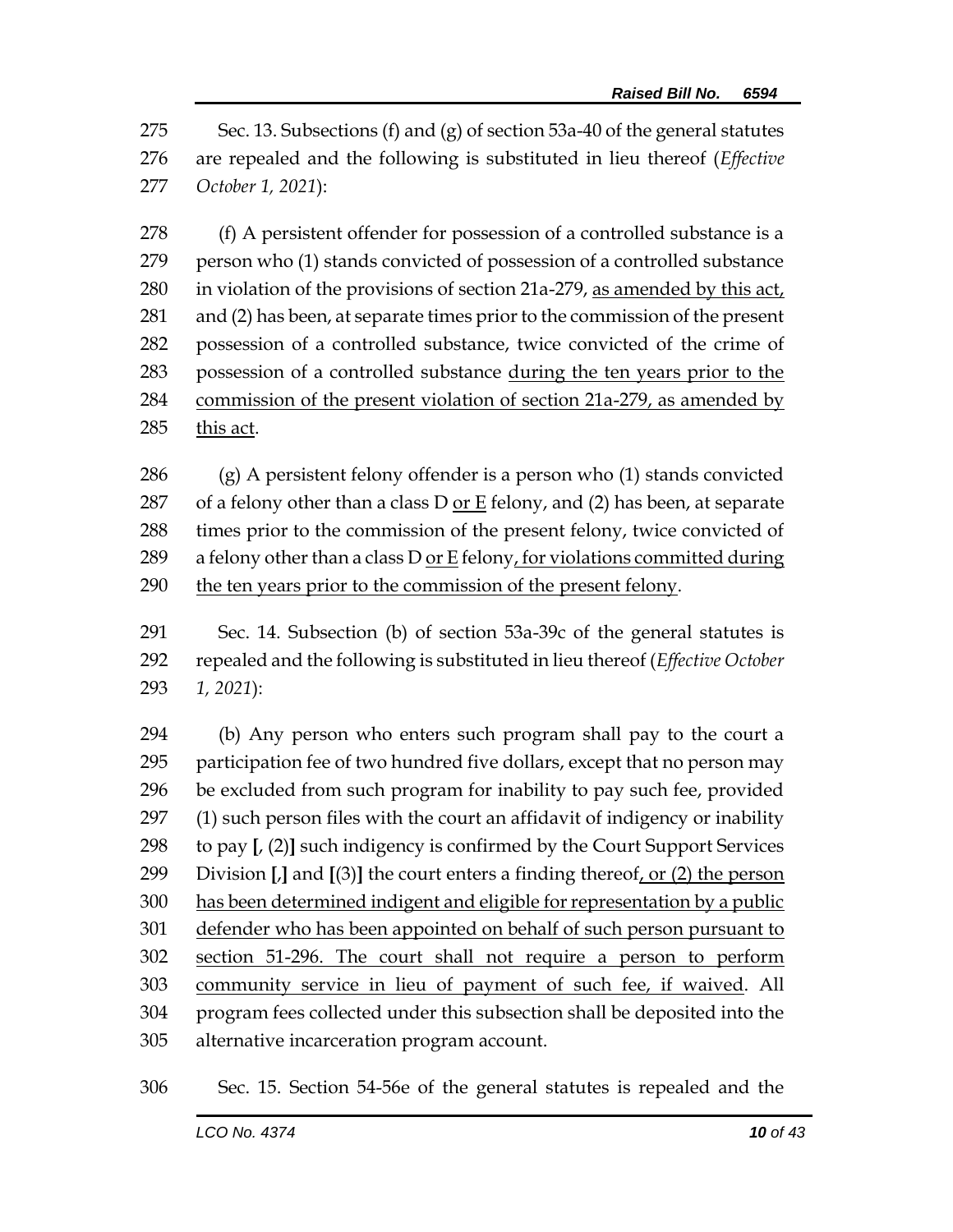Sec. 13. Subsections (f) and (g) of section 53a-40 of the general statutes are repealed and the following is substituted in lieu thereof (*Effective October 1, 2021*):

(f) A persistent offender for possession of a controlled substance is a person who (1) stands convicted of possession of a controlled substance in violation of the provisions of section 21a-279, as amended by this act, and (2) has been, at separate times prior to the commission of the present possession of a controlled substance, twice convicted of the crime of possession of a controlled substance during the ten years prior to the commission of the present violation of section 21a-279, as amended by this act.

(g) A persistent felony offender is a person who (1) stands convicted of a felony other than a class D or E felony, and (2) has been, at separate times prior to the commission of the present felony, twice convicted of a felony other than a class D or E felony, for violations committed during the ten years prior to the commission of the present felony.

Sec. 14. Subsection (b) of section 53a-39c of the general statutes is repealed and the following is substituted in lieu thereof (*Effective October 1, 2021*):

(b) Any person who enters such program shall pay to the court a participation fee of two hundred five dollars, except that no person may be excluded from such program for inability to pay such fee, provided (1) such person files with the court an affidavit of indigency or inability to pay **[**, (2)**]** such indigency is confirmed by the Court Support Services Division **[**,**]** and **[**(3)**]** the court enters a finding thereof, or (2) the person has been determined indigent and eligible for representation by a public defender who has been appointed on behalf of such person pursuant to section 51-296. The court shall not require a person to perform community service in lieu of payment of such fee, if waived. All program fees collected under this subsection shall be deposited into the alternative incarceration program account.

Sec. 15. Section 54-56e of the general statutes is repealed and the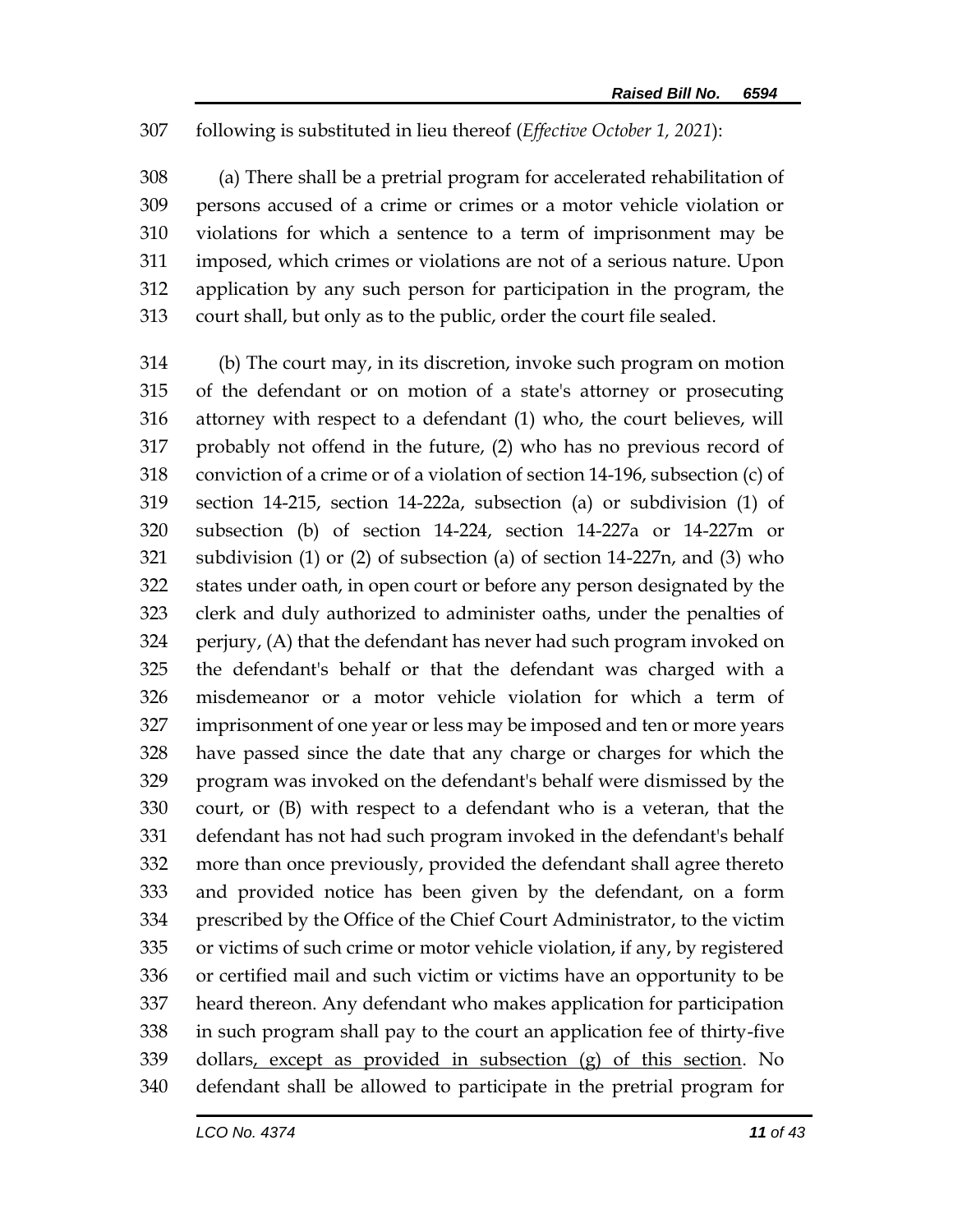following is substituted in lieu thereof (*Effective October 1, 2021*):

(a) There shall be a pretrial program for accelerated rehabilitation of persons accused of a crime or crimes or a motor vehicle violation or violations for which a sentence to a term of imprisonment may be imposed, which crimes or violations are not of a serious nature. Upon application by any such person for participation in the program, the court shall, but only as to the public, order the court file sealed.

(b) The court may, in its discretion, invoke such program on motion of the defendant or on motion of a state's attorney or prosecuting attorney with respect to a defendant (1) who, the court believes, will probably not offend in the future, (2) who has no previous record of conviction of a crime or of a violation of section 14-196, subsection (c) of section 14-215, section 14-222a, subsection (a) or subdivision (1) of subsection (b) of section 14-224, section 14-227a or 14-227m or subdivision (1) or (2) of subsection (a) of section 14-227n, and (3) who states under oath, in open court or before any person designated by the clerk and duly authorized to administer oaths, under the penalties of perjury, (A) that the defendant has never had such program invoked on the defendant's behalf or that the defendant was charged with a misdemeanor or a motor vehicle violation for which a term of imprisonment of one year or less may be imposed and ten or more years have passed since the date that any charge or charges for which the program was invoked on the defendant's behalf were dismissed by the court, or (B) with respect to a defendant who is a veteran, that the defendant has not had such program invoked in the defendant's behalf more than once previously, provided the defendant shall agree thereto and provided notice has been given by the defendant, on a form prescribed by the Office of the Chief Court Administrator, to the victim or victims of such crime or motor vehicle violation, if any, by registered or certified mail and such victim or victims have an opportunity to be heard thereon. Any defendant who makes application for participation in such program shall pay to the court an application fee of thirty-five dollars<u>, except as provided in subsection (g) of this section</u>. No defendant shall be allowed to participate in the pretrial program for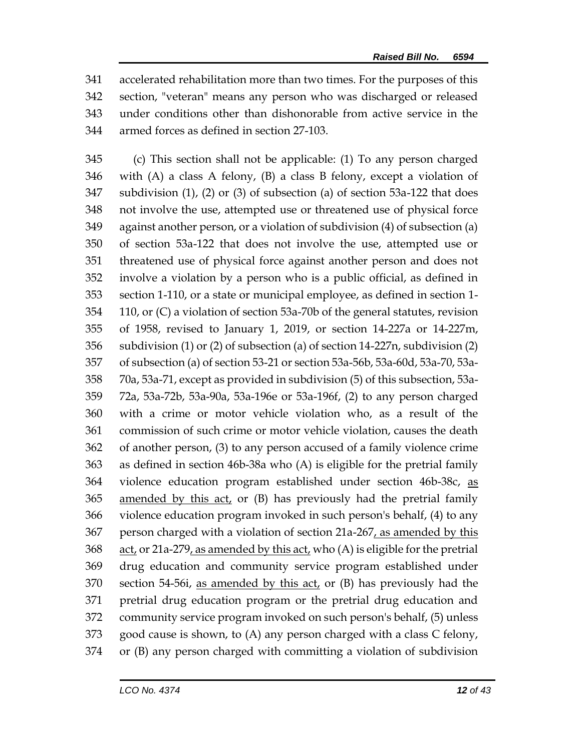accelerated rehabilitation more than two times. For the purposes of this section, "veteran" means any person who was discharged or released under conditions other than dishonorable from active service in the armed forces as defined in section 27-103.

(c) This section shall not be applicable: (1) To any person charged with (A) a class A felony, (B) a class B felony, except a violation of subdivision (1), (2) or (3) of subsection (a) of section 53a-122 that does not involve the use, attempted use or threatened use of physical force against another person, or a violation of subdivision (4) of subsection (a) of section 53a-122 that does not involve the use, attempted use or threatened use of physical force against another person and does not involve a violation by a person who is a public official, as defined in section 1-110, or a state or municipal employee, as defined in section 1-110, or (C) a violation of section 53a-70b of the general statutes, revision of 1958, revised to January 1, 2019, or section 14-227a or 14-227m, subdivision (1) or (2) of subsection (a) of section 14-227n, subdivision (2) of subsection (a) of section 53-21 or section 53a-56b, 53a-60d, 53a-70, 53a-70a, 53a-71, except as provided in subdivision (5) of this subsection, 53a-72a, 53a-72b, 53a-90a, 53a-196e or 53a-196f, (2) to any person charged with a crime or motor vehicle violation who, as a result of the commission of such crime or motor vehicle violation, causes the death of another person, (3) to any person accused of a family violence crime as defined in section 46b-38a who (A) is eligible for the pretrial family violence education program established under section 46b-38c, as amended by this act, or (B) has previously had the pretrial family violence education program invoked in such person's behalf, (4) to any person charged with a violation of section 21a-267, as amended by this act, or 21a-279, as amended by this act, who (A) is eligible for the pretrial drug education and community service program established under section 54-56i, as amended by this act, or (B) has previously had the pretrial drug education program or the pretrial drug education and community service program invoked on such person's behalf, (5) unless good cause is shown, to (A) any person charged with a class C felony, or (B) any person charged with committing a violation of subdivision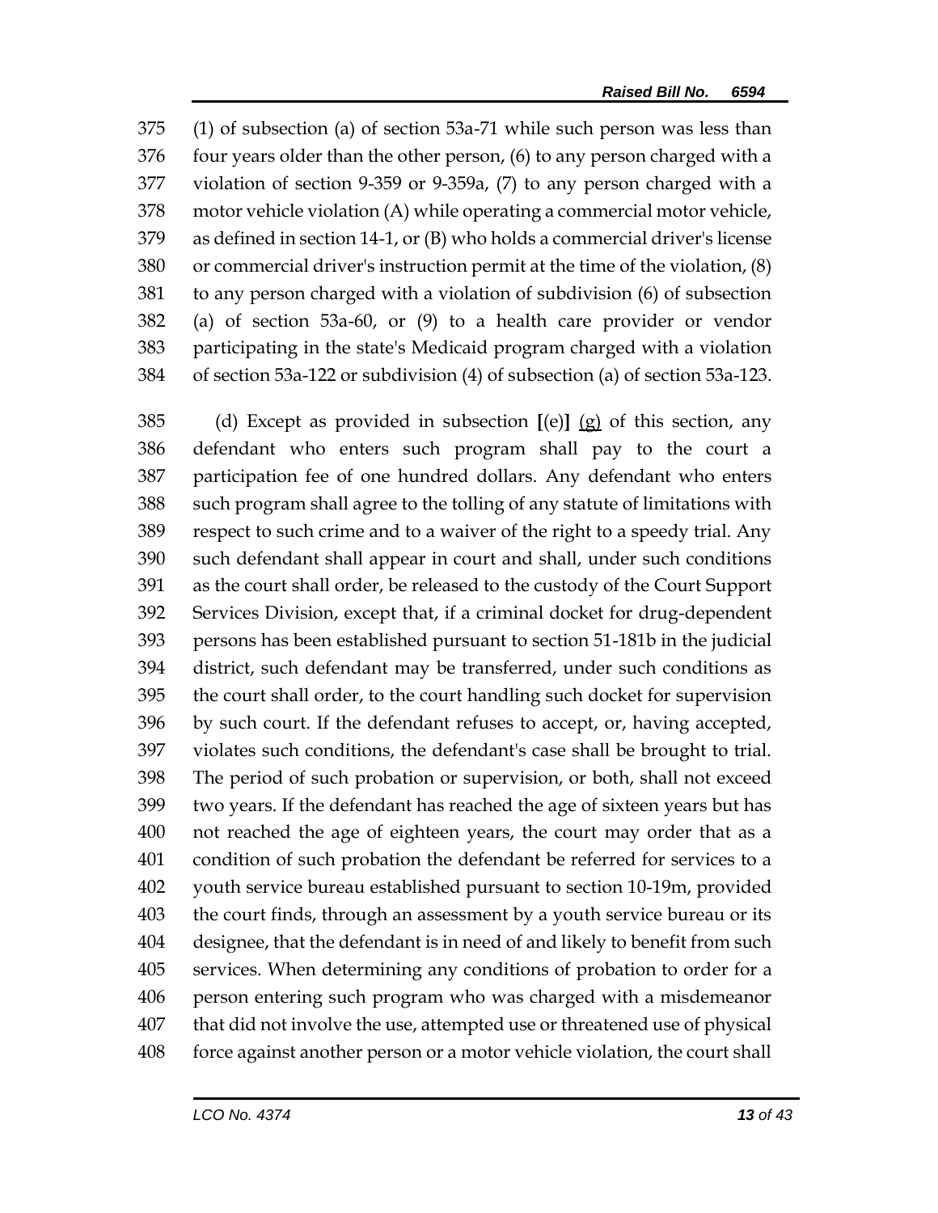375 (1) of subsection (a) of section 53a-71 while such person was less than
376 four years older than the other person, (6) to any person charged with a
377 violation of section 9-359 or 9-359a, (7) to any person charged with a
378 motor vehicle violation (A) while operating a commercial motor vehicle,
379 as defined in section 14-1, or (B) who holds a commercial driver's license
380 or commercial driver's instruction permit at the time of the violation, (8)
381 to any person charged with a violation of subdivision (6) of subsection
382 (a) of section 53a-60, or (9) to a health care provider or vendor
383 participating in the state's Medicaid program charged with a violation
384 of section 53a-122 or subdivision (4) of subsection (a) of section 53a-123.

385 (d) Except as provided in subsection **[**(e)**]** <u>(g)</u> of this section, any
386 defendant who enters such program shall pay to the court a
387 participation fee of one hundred dollars. Any defendant who enters
388 such program shall agree to the tolling of any statute of limitations with
389 respect to such crime and to a waiver of the right to a speedy trial. Any
390 such defendant shall appear in court and shall, under such conditions
391 as the court shall order, be released to the custody of the Court Support
392 Services Division, except that, if a criminal docket for drug-dependent
393 persons has been established pursuant to section 51-181b in the judicial
394 district, such defendant may be transferred, under such conditions as
395 the court shall order, to the court handling such docket for supervision
396 by such court. If the defendant refuses to accept, or, having accepted,
397 violates such conditions, the defendant's case shall be brought to trial.
398 The period of such probation or supervision, or both, shall not exceed
399 two years. If the defendant has reached the age of sixteen years but has
400 not reached the age of eighteen years, the court may order that as a
401 condition of such probation the defendant be referred for services to a
402 youth service bureau established pursuant to section 10-19m, provided
403 the court finds, through an assessment by a youth service bureau or its
404 designee, that the defendant is in need of and likely to benefit from such
405 services. When determining any conditions of probation to order for a
406 person entering such program who was charged with a misdemeanor
407 that did not involve the use, attempted use or threatened use of physical
408 force against another person or a motor vehicle violation, the court shall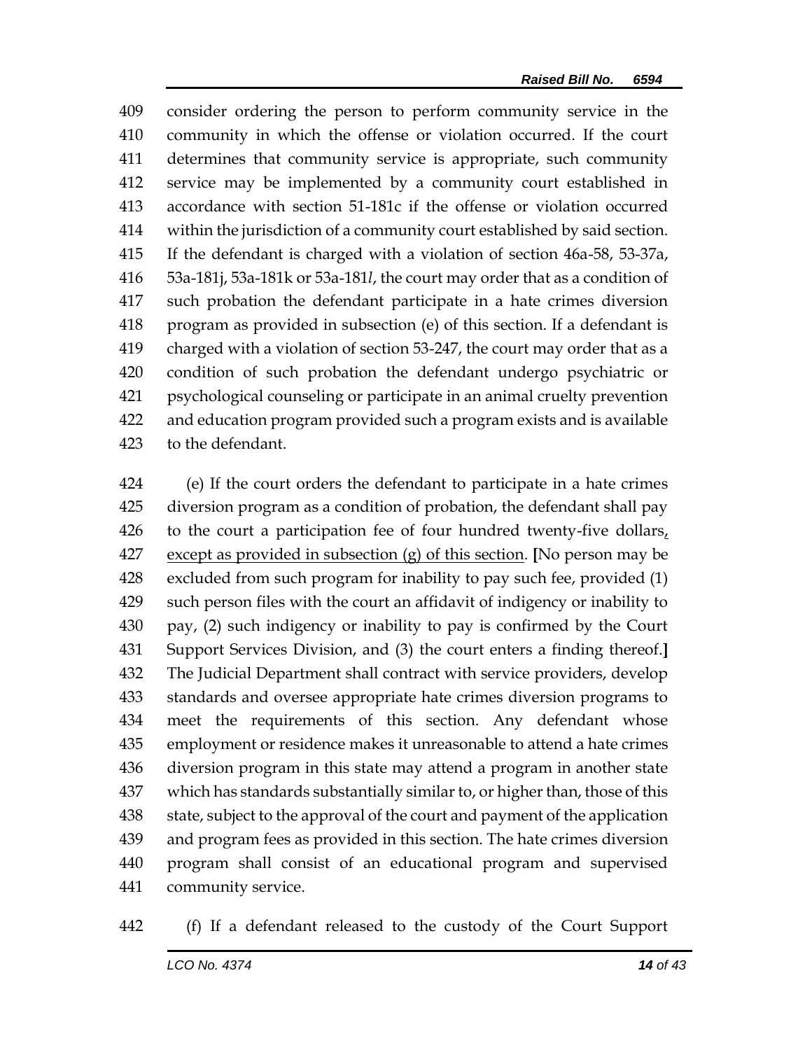consider ordering the person to perform community service in the community in which the offense or violation occurred. If the court determines that community service is appropriate, such community service may be implemented by a community court established in accordance with section 51-181c if the offense or violation occurred within the jurisdiction of a community court established by said section. If the defendant is charged with a violation of section 46a-58, 53-37a, 53a-181j, 53a-181k or 53a-181*l*, the court may order that as a condition of such probation the defendant participate in a hate crimes diversion program as provided in subsection (e) of this section. If a defendant is charged with a violation of section 53-247, the court may order that as a condition of such probation the defendant undergo psychiatric or psychological counseling or participate in an animal cruelty prevention and education program provided such a program exists and is available to the defendant.

(e) If the court orders the defendant to participate in a hate crimes diversion program as a condition of probation, the defendant shall pay to the court a participation fee of four hundred twenty-five dollars, <u>except as provided in subsection (g) of this section</u>. **[**No person may be excluded from such program for inability to pay such fee, provided (1) such person files with the court an affidavit of indigency or inability to pay, (2) such indigency or inability to pay is confirmed by the Court Support Services Division, and (3) the court enters a finding thereof.**]** The Judicial Department shall contract with service providers, develop standards and oversee appropriate hate crimes diversion programs to meet the requirements of this section. Any defendant whose employment or residence makes it unreasonable to attend a hate crimes diversion program in this state may attend a program in another state which has standards substantially similar to, or higher than, those of this state, subject to the approval of the court and payment of the application and program fees as provided in this section. The hate crimes diversion program shall consist of an educational program and supervised community service.

(f) If a defendant released to the custody of the Court Support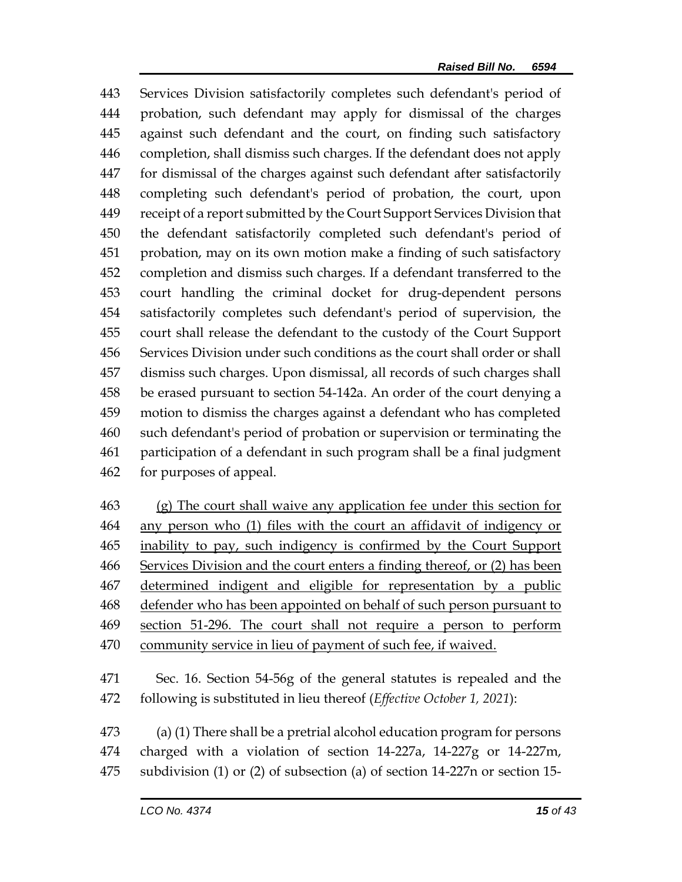443 Services Division satisfactorily completes such defendant's period of
444 probation, such defendant may apply for dismissal of the charges
445 against such defendant and the court, on finding such satisfactory
446 completion, shall dismiss such charges. If the defendant does not apply
447 for dismissal of the charges against such defendant after satisfactorily
448 completing such defendant's period of probation, the court, upon
449 receipt of a report submitted by the Court Support Services Division that
450 the defendant satisfactorily completed such defendant's period of
451 probation, may on its own motion make a finding of such satisfactory
452 completion and dismiss such charges. If a defendant transferred to the
453 court handling the criminal docket for drug-dependent persons
454 satisfactorily completes such defendant's period of supervision, the
455 court shall release the defendant to the custody of the Court Support
456 Services Division under such conditions as the court shall order or shall
457 dismiss such charges. Upon dismissal, all records of such charges shall
458 be erased pursuant to section 54-142a. An order of the court denying a
459 motion to dismiss the charges against a defendant who has completed
460 such defendant's period of probation or supervision or terminating the
461 participation of a defendant in such program shall be a final judgment
462 for purposes of appeal.

463 <u>(g) The court shall waive any application fee under this section for</u>
464 <u>any person who (1) files with the court an affidavit of indigency or</u>
465 <u>inability to pay, such indigency is confirmed by the Court Support</u>
466 <u>Services Division and the court enters a finding thereof, or (2) has been</u>
467 <u>determined indigent and eligible for representation by a public</u>
468 <u>defender who has been appointed on behalf of such person pursuant to</u>
469 <u>section 51-296. The court shall not require a person to perform</u>
470 <u>community service in lieu of payment of such fee, if waived.</u>

471 Sec. 16. Section 54-56g of the general statutes is repealed and the
472 following is substituted in lieu thereof (*Effective October 1, 2021*):

473 (a) (1) There shall be a pretrial alcohol education program for persons
474 charged with a violation of section 14-227a, 14-227g or 14-227m,
475 subdivision (1) or (2) of subsection (a) of section 14-227n or section 15-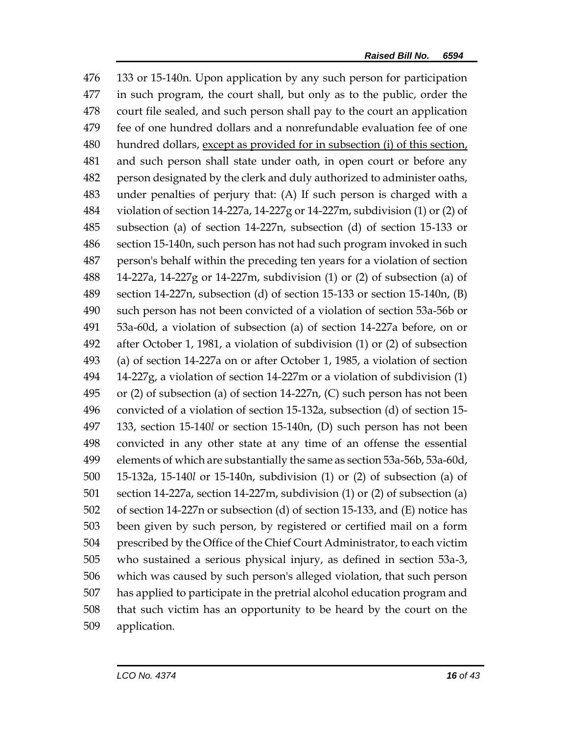133 or 15-140n. Upon application by any such person for participation in such program, the court shall, but only as to the public, order the court file sealed, and such person shall pay to the court an application fee of one hundred dollars and a nonrefundable evaluation fee of one hundred dollars, <u>except as provided for in subsection (i) of this section,</u> and such person shall state under oath, in open court or before any person designated by the clerk and duly authorized to administer oaths, under penalties of perjury that: (A) If such person is charged with a violation of section 14-227a, 14-227g or 14-227m, subdivision (1) or (2) of subsection (a) of section 14-227n, subsection (d) of section 15-133 or section 15-140n, such person has not had such program invoked in such person's behalf within the preceding ten years for a violation of section 14-227a, 14-227g or 14-227m, subdivision (1) or (2) of subsection (a) of section 14-227n, subsection (d) of section 15-133 or section 15-140n, (B) such person has not been convicted of a violation of section 53a-56b or 53a-60d, a violation of subsection (a) of section 14-227a before, on or after October 1, 1981, a violation of subdivision (1) or (2) of subsection (a) of section 14-227a on or after October 1, 1985, a violation of section 14-227g, a violation of section 14-227m or a violation of subdivision (1) or (2) of subsection (a) of section 14-227n, (C) such person has not been convicted of a violation of section 15-132a, subsection (d) of section 15-133, section 15-140*l* or section 15-140n, (D) such person has not been convicted in any other state at any time of an offense the essential elements of which are substantially the same as section 53a-56b, 53a-60d, 15-132a, 15-140*l* or 15-140n, subdivision (1) or (2) of subsection (a) of section 14-227a, section 14-227m, subdivision (1) or (2) of subsection (a) of section 14-227n or subsection (d) of section 15-133, and (E) notice has been given by such person, by registered or certified mail on a form prescribed by the Office of the Chief Court Administrator, to each victim who sustained a serious physical injury, as defined in section 53a-3, which was caused by such person's alleged violation, that such person has applied to participate in the pretrial alcohol education program and that such victim has an opportunity to be heard by the court on the application.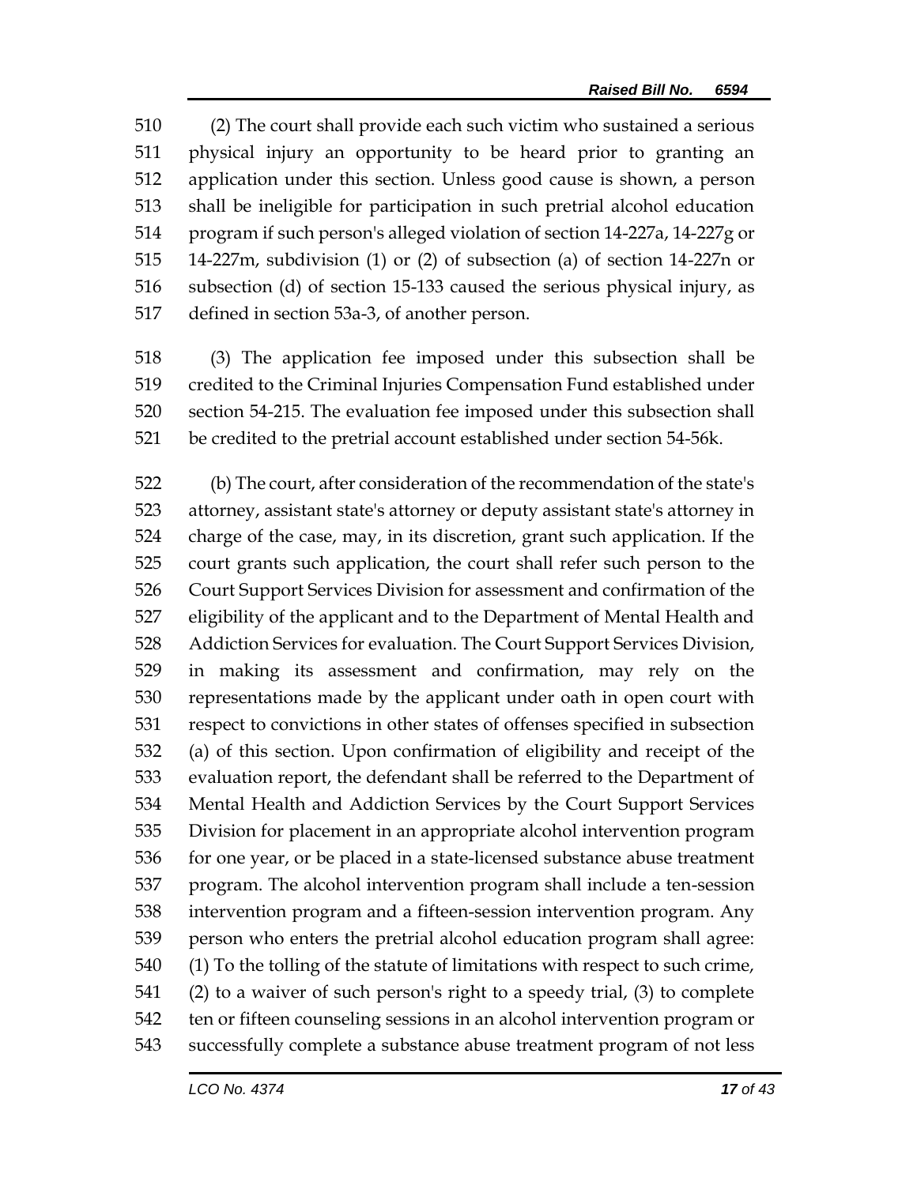510 (2) The court shall provide each such victim who sustained a serious
511 physical injury an opportunity to be heard prior to granting an
512 application under this section. Unless good cause is shown, a person
513 shall be ineligible for participation in such pretrial alcohol education
514 program if such person's alleged violation of section 14-227a, 14-227g or
515 14-227m, subdivision (1) or (2) of subsection (a) of section 14-227n or
516 subsection (d) of section 15-133 caused the serious physical injury, as
517 defined in section 53a-3, of another person.

518 (3) The application fee imposed under this subsection shall be
519 credited to the Criminal Injuries Compensation Fund established under
520 section 54-215. The evaluation fee imposed under this subsection shall
521 be credited to the pretrial account established under section 54-56k.

522 (b) The court, after consideration of the recommendation of the state's
523 attorney, assistant state's attorney or deputy assistant state's attorney in
524 charge of the case, may, in its discretion, grant such application. If the
525 court grants such application, the court shall refer such person to the
526 Court Support Services Division for assessment and confirmation of the
527 eligibility of the applicant and to the Department of Mental Health and
528 Addiction Services for evaluation. The Court Support Services Division,
529 in making its assessment and confirmation, may rely on the
530 representations made by the applicant under oath in open court with
531 respect to convictions in other states of offenses specified in subsection
532 (a) of this section. Upon confirmation of eligibility and receipt of the
533 evaluation report, the defendant shall be referred to the Department of
534 Mental Health and Addiction Services by the Court Support Services
535 Division for placement in an appropriate alcohol intervention program
536 for one year, or be placed in a state-licensed substance abuse treatment
537 program. The alcohol intervention program shall include a ten-session
538 intervention program and a fifteen-session intervention program. Any
539 person who enters the pretrial alcohol education program shall agree:
540 (1) To the tolling of the statute of limitations with respect to such crime,
541 (2) to a waiver of such person's right to a speedy trial, (3) to complete
542 ten or fifteen counseling sessions in an alcohol intervention program or
543 successfully complete a substance abuse treatment program of not less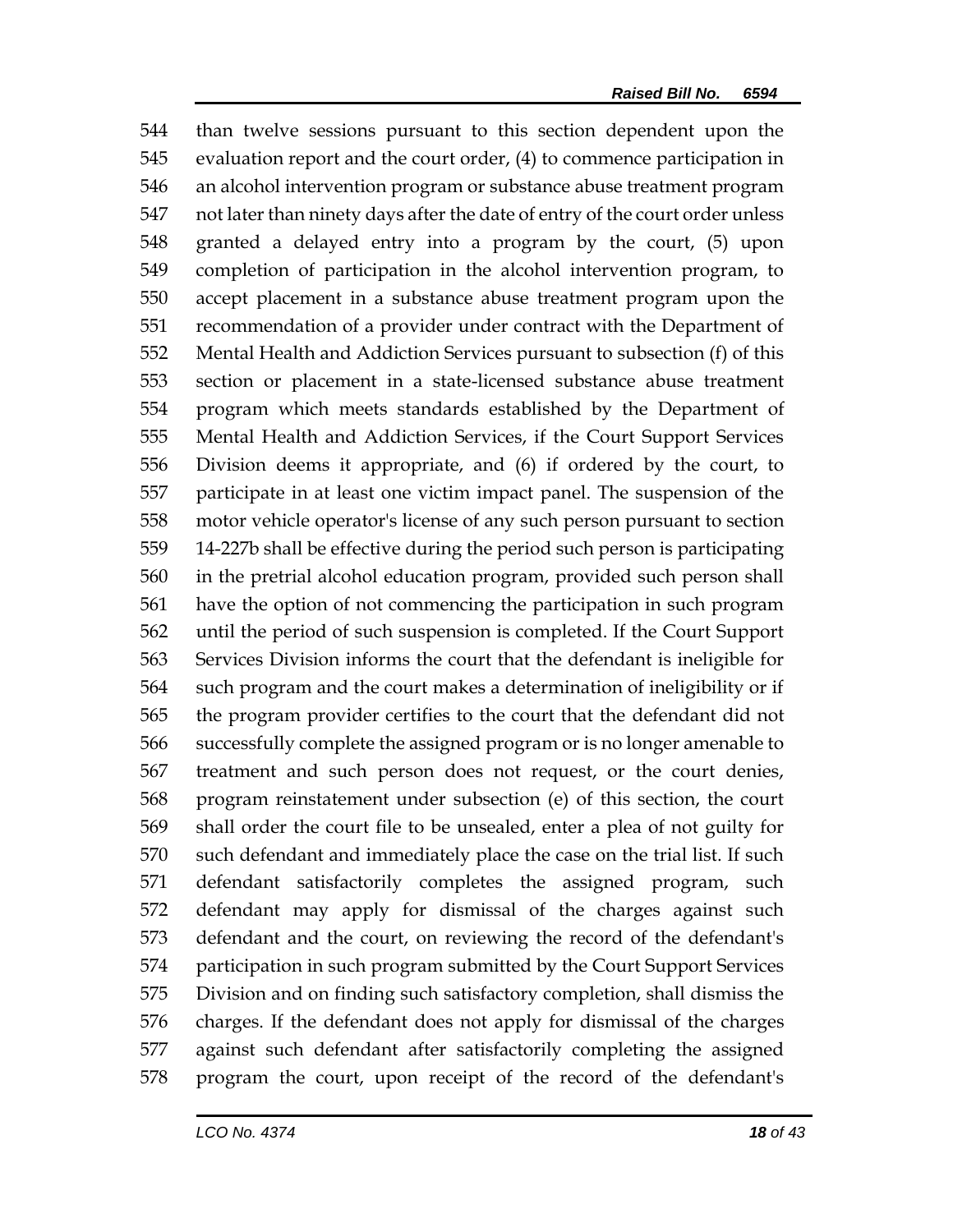than twelve sessions pursuant to this section dependent upon the evaluation report and the court order, (4) to commence participation in an alcohol intervention program or substance abuse treatment program not later than ninety days after the date of entry of the court order unless granted a delayed entry into a program by the court, (5) upon completion of participation in the alcohol intervention program, to accept placement in a substance abuse treatment program upon the recommendation of a provider under contract with the Department of Mental Health and Addiction Services pursuant to subsection (f) of this section or placement in a state-licensed substance abuse treatment program which meets standards established by the Department of Mental Health and Addiction Services, if the Court Support Services Division deems it appropriate, and (6) if ordered by the court, to participate in at least one victim impact panel. The suspension of the motor vehicle operator's license of any such person pursuant to section 14-227b shall be effective during the period such person is participating in the pretrial alcohol education program, provided such person shall have the option of not commencing the participation in such program until the period of such suspension is completed. If the Court Support Services Division informs the court that the defendant is ineligible for such program and the court makes a determination of ineligibility or if the program provider certifies to the court that the defendant did not successfully complete the assigned program or is no longer amenable to treatment and such person does not request, or the court denies, program reinstatement under subsection (e) of this section, the court shall order the court file to be unsealed, enter a plea of not guilty for such defendant and immediately place the case on the trial list. If such defendant satisfactorily completes the assigned program, such defendant may apply for dismissal of the charges against such defendant and the court, on reviewing the record of the defendant's participation in such program submitted by the Court Support Services Division and on finding such satisfactory completion, shall dismiss the charges. If the defendant does not apply for dismissal of the charges against such defendant after satisfactorily completing the assigned program the court, upon receipt of the record of the defendant's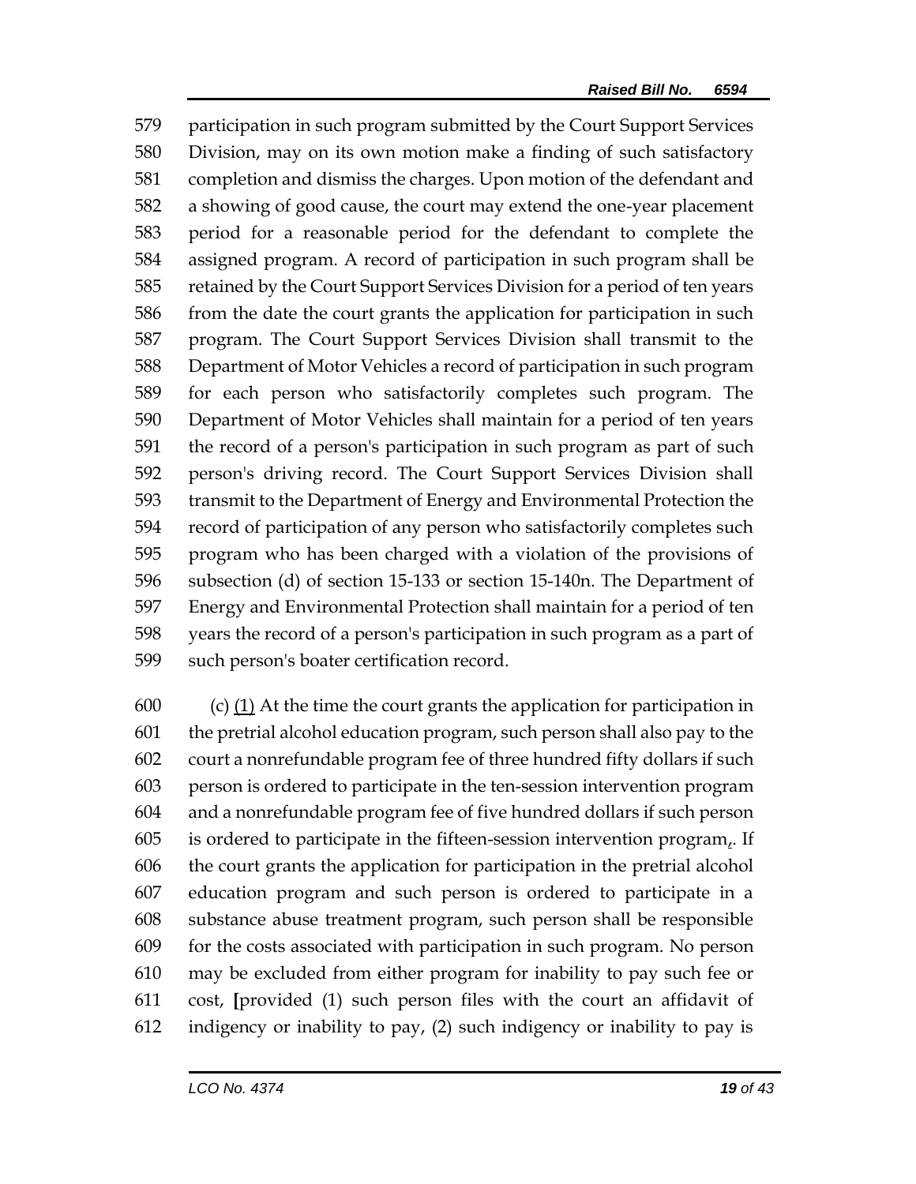579 participation in such program submitted by the Court Support Services
580 Division, may on its own motion make a finding of such satisfactory
581 completion and dismiss the charges. Upon motion of the defendant and
582 a showing of good cause, the court may extend the one-year placement
583 period for a reasonable period for the defendant to complete the
584 assigned program. A record of participation in such program shall be
585 retained by the Court Support Services Division for a period of ten years
586 from the date the court grants the application for participation in such
587 program. The Court Support Services Division shall transmit to the
588 Department of Motor Vehicles a record of participation in such program
589 for each person who satisfactorily completes such program. The
590 Department of Motor Vehicles shall maintain for a period of ten years
591 the record of a person's participation in such program as part of such
592 person's driving record. The Court Support Services Division shall
593 transmit to the Department of Energy and Environmental Protection the
594 record of participation of any person who satisfactorily completes such
595 program who has been charged with a violation of the provisions of
596 subsection (d) of section 15-133 or section 15-140n. The Department of
597 Energy and Environmental Protection shall maintain for a period of ten
598 years the record of a person's participation in such program as a part of
599 such person's boater certification record.

600 (c) <u>(1)</u> At the time the court grants the application for participation in
601 the pretrial alcohol education program, such person shall also pay to the
602 court a nonrefundable program fee of three hundred fifty dollars if such
603 person is ordered to participate in the ten-session intervention program
604 and a nonrefundable program fee of five hundred dollars if such person
605 is ordered to participate in the fifteen-session intervention program[,]<u>.</u> If
606 the court grants the application for participation in the pretrial alcohol
607 education program and such person is ordered to participate in a
608 substance abuse treatment program, such person shall be responsible
609 for the costs associated with participation in such program. No person
610 may be excluded from either program for inability to pay such fee or
611 cost, **[**provided (1) such person files with the court an affidavit of
612 indigency or inability to pay, (2) such indigency or inability to pay is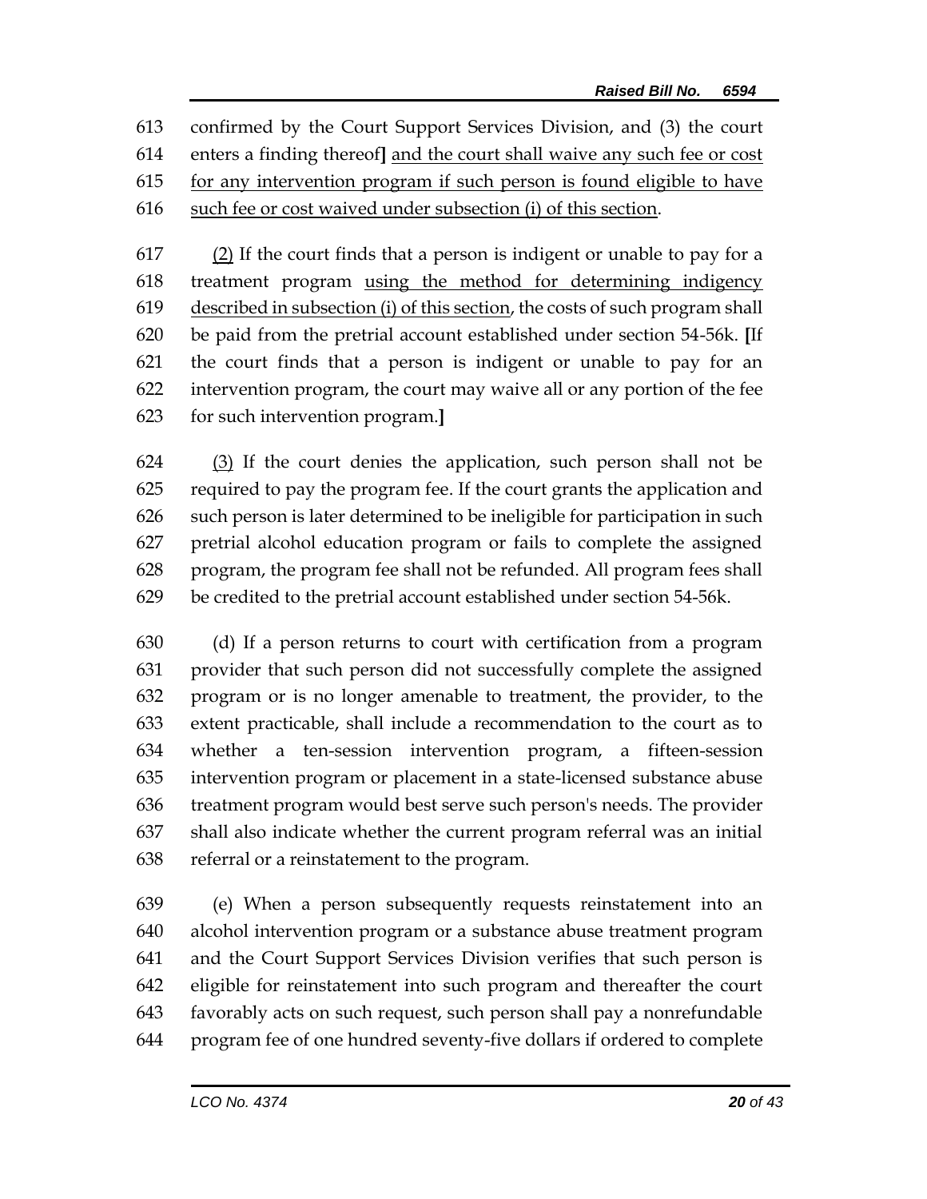confirmed by the Court Support Services Division, and (3) the court enters a finding thereof] <u>and the court shall waive any such fee or cost for any intervention program if such person is found eligible to have such fee or cost waived under subsection (i) of this section</u>.

<u>(2)</u> If the court finds that a person is indigent or unable to pay for a treatment program <u>using the method for determining indigency described in subsection (i) of this section</u>, the costs of such program shall be paid from the pretrial account established under section 54-56k. **[**If the court finds that a person is indigent or unable to pay for an intervention program, the court may waive all or any portion of the fee for such intervention program.**]**

<u>(3)</u> If the court denies the application, such person shall not be required to pay the program fee. If the court grants the application and such person is later determined to be ineligible for participation in such pretrial alcohol education program or fails to complete the assigned program, the program fee shall not be refunded. All program fees shall be credited to the pretrial account established under section 54-56k.

(d) If a person returns to court with certification from a program provider that such person did not successfully complete the assigned program or is no longer amenable to treatment, the provider, to the extent practicable, shall include a recommendation to the court as to whether a ten-session intervention program, a fifteen-session intervention program or placement in a state-licensed substance abuse treatment program would best serve such person's needs. The provider shall also indicate whether the current program referral was an initial referral or a reinstatement to the program.

(e) When a person subsequently requests reinstatement into an alcohol intervention program or a substance abuse treatment program and the Court Support Services Division verifies that such person is eligible for reinstatement into such program and thereafter the court favorably acts on such request, such person shall pay a nonrefundable program fee of one hundred seventy-five dollars if ordered to complete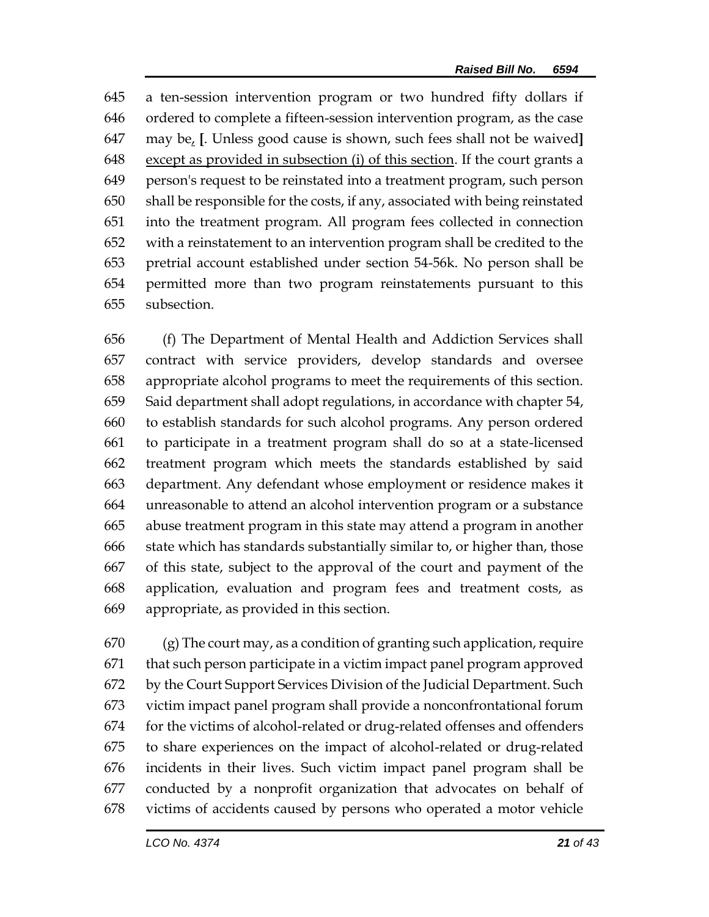a ten-session intervention program or two hundred fifty dollars if ordered to complete a fifteen-session intervention program, as the case may be, [. Unless good cause is shown, such fees shall not be waived] except as provided in subsection (i) of this section. If the court grants a person's request to be reinstated into a treatment program, such person shall be responsible for the costs, if any, associated with being reinstated into the treatment program. All program fees collected in connection with a reinstatement to an intervention program shall be credited to the pretrial account established under section 54-56k. No person shall be permitted more than two program reinstatements pursuant to this subsection.

(f) The Department of Mental Health and Addiction Services shall contract with service providers, develop standards and oversee appropriate alcohol programs to meet the requirements of this section. Said department shall adopt regulations, in accordance with chapter 54, to establish standards for such alcohol programs. Any person ordered to participate in a treatment program shall do so at a state-licensed treatment program which meets the standards established by said department. Any defendant whose employment or residence makes it unreasonable to attend an alcohol intervention program or a substance abuse treatment program in this state may attend a program in another state which has standards substantially similar to, or higher than, those of this state, subject to the approval of the court and payment of the application, evaluation and program fees and treatment costs, as appropriate, as provided in this section.

(g) The court may, as a condition of granting such application, require that such person participate in a victim impact panel program approved by the Court Support Services Division of the Judicial Department. Such victim impact panel program shall provide a nonconfrontational forum for the victims of alcohol-related or drug-related offenses and offenders to share experiences on the impact of alcohol-related or drug-related incidents in their lives. Such victim impact panel program shall be conducted by a nonprofit organization that advocates on behalf of victims of accidents caused by persons who operated a motor vehicle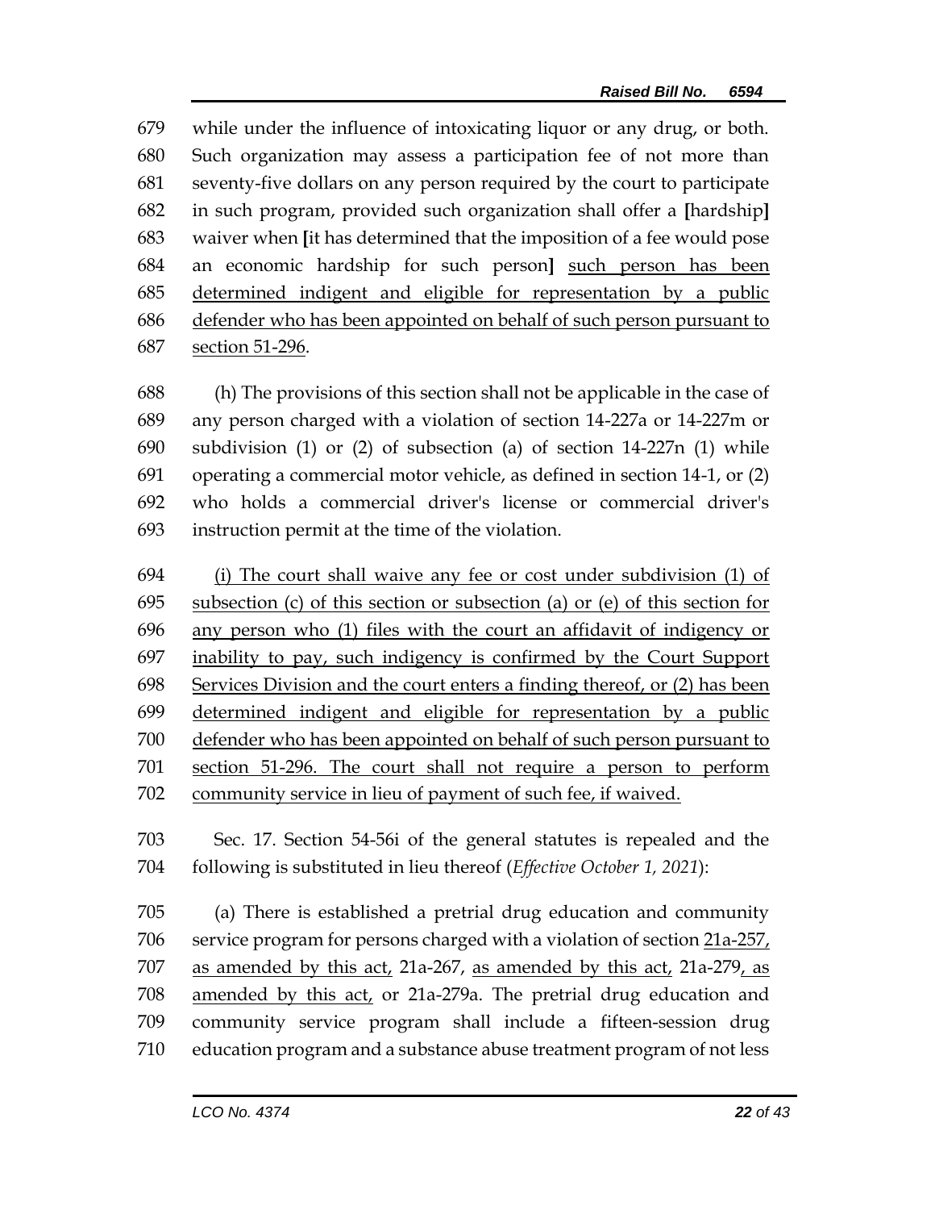679 while under the influence of intoxicating liquor or any drug, or both.
680 Such organization may assess a participation fee of not more than
681 seventy-five dollars on any person required by the court to participate
682 in such program, provided such organization shall offer a **[**hardship**]**
683 waiver when **[**it has determined that the imposition of a fee would pose
684 an economic hardship for such person**]** <u>such person has been</u>
685 <u>determined indigent and eligible for representation by a public</u>
686 <u>defender who has been appointed on behalf of such person pursuant to</u>
687 <u>section 51-296</u>.

688 (h) The provisions of this section shall not be applicable in the case of
689 any person charged with a violation of section 14-227a or 14-227m or
690 subdivision (1) or (2) of subsection (a) of section 14-227n (1) while
691 operating a commercial motor vehicle, as defined in section 14-1, or (2)
692 who holds a commercial driver's license or commercial driver's
693 instruction permit at the time of the violation.

694 <u>(i) The court shall waive any fee or cost under subdivision (1) of</u>
695 <u>subsection (c) of this section or subsection (a) or (e) of this section for</u>
696 <u>any person who (1) files with the court an affidavit of indigency or</u>
697 <u>inability to pay, such indigency is confirmed by the Court Support</u>
698 <u>Services Division and the court enters a finding thereof, or (2) has been</u>
699 <u>determined indigent and eligible for representation by a public</u>
700 <u>defender who has been appointed on behalf of such person pursuant to</u>
701 <u>section 51-296. The court shall not require a person to perform</u>
702 <u>community service in lieu of payment of such fee, if waived.</u>

703 Sec. 17. Section 54-56i of the general statutes is repealed and the
704 following is substituted in lieu thereof (*Effective October 1, 2021*):

705 (a) There is established a pretrial drug education and community
706 service program for persons charged with a violation of section <u>21a-257,</u>
707 <u>as amended by this act,</u> 21a-267, <u>as amended by this act,</u> 21a-279<u>, as</u>
708 <u>amended by this act,</u> or 21a-279a. The pretrial drug education and
709 community service program shall include a fifteen-session drug
710 education program and a substance abuse treatment program of not less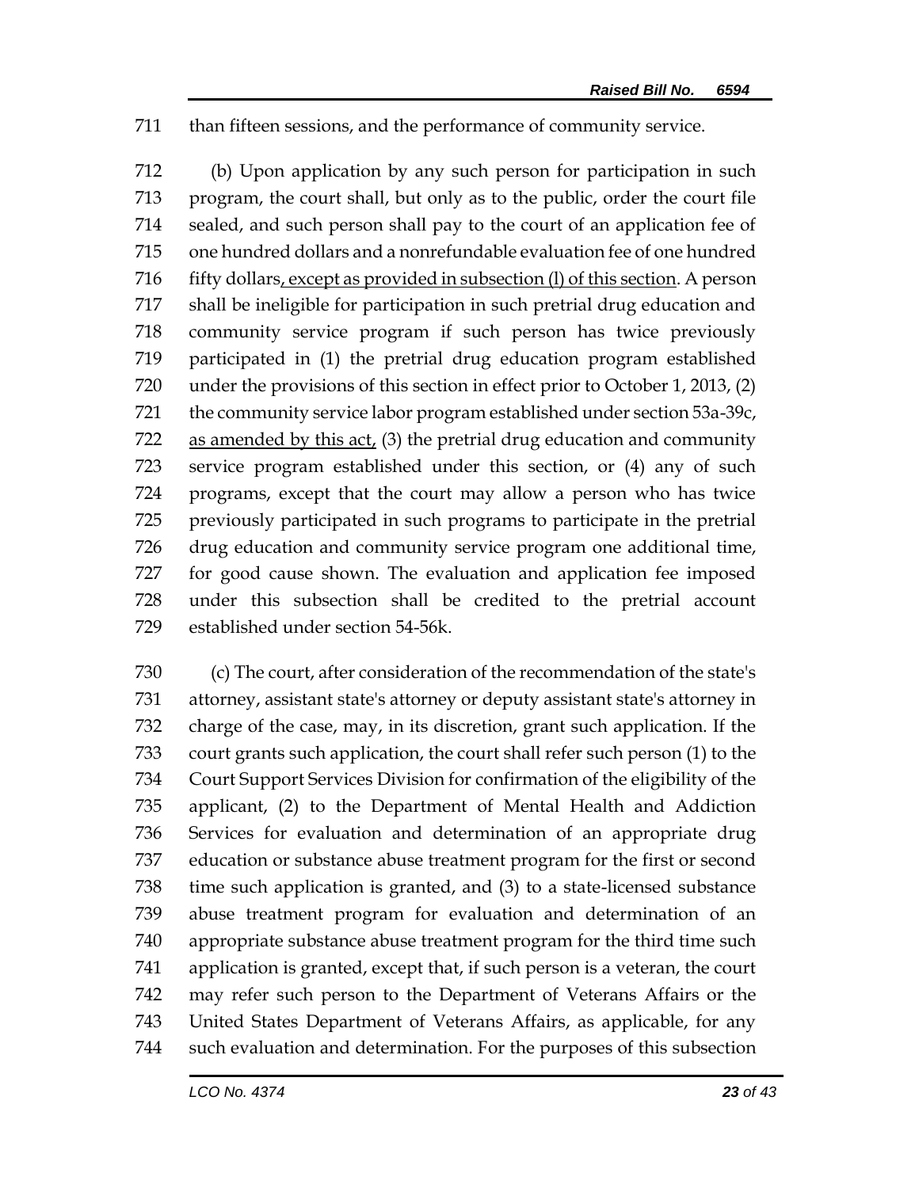than fifteen sessions, and the performance of community service.

(b) Upon application by any such person for participation in such program, the court shall, but only as to the public, order the court file sealed, and such person shall pay to the court of an application fee of one hundred dollars and a nonrefundable evaluation fee of one hundred fifty dollars<u>, except as provided in subsection (l) of this section</u>. A person shall be ineligible for participation in such pretrial drug education and community service program if such person has twice previously participated in (1) the pretrial drug education program established under the provisions of this section in effect prior to October 1, 2013, (2) the community service labor program established under section 53a-39c, <u>as amended by this act,</u> (3) the pretrial drug education and community service program established under this section, or (4) any of such programs, except that the court may allow a person who has twice previously participated in such programs to participate in the pretrial drug education and community service program one additional time, for good cause shown. The evaluation and application fee imposed under this subsection shall be credited to the pretrial account established under section 54-56k.

(c) The court, after consideration of the recommendation of the state's attorney, assistant state's attorney or deputy assistant state's attorney in charge of the case, may, in its discretion, grant such application. If the court grants such application, the court shall refer such person (1) to the Court Support Services Division for confirmation of the eligibility of the applicant, (2) to the Department of Mental Health and Addiction Services for evaluation and determination of an appropriate drug education or substance abuse treatment program for the first or second time such application is granted, and (3) to a state-licensed substance abuse treatment program for evaluation and determination of an appropriate substance abuse treatment program for the third time such application is granted, except that, if such person is a veteran, the court may refer such person to the Department of Veterans Affairs or the United States Department of Veterans Affairs, as applicable, for any such evaluation and determination. For the purposes of this subsection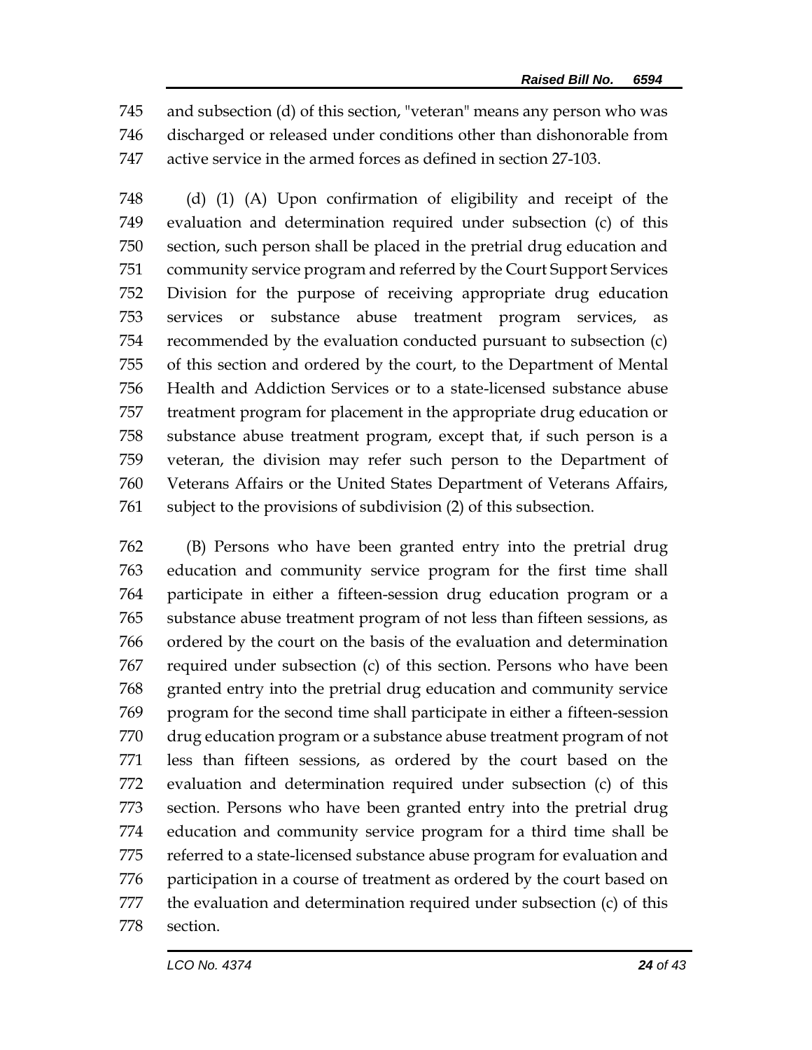745 and subsection (d) of this section, "veteran" means any person who was
746 discharged or released under conditions other than dishonorable from
747 active service in the armed forces as defined in section 27-103.

748 (d) (1) (A) Upon confirmation of eligibility and receipt of the
749 evaluation and determination required under subsection (c) of this
750 section, such person shall be placed in the pretrial drug education and
751 community service program and referred by the Court Support Services
752 Division for the purpose of receiving appropriate drug education
753 services or substance abuse treatment program services, as
754 recommended by the evaluation conducted pursuant to subsection (c)
755 of this section and ordered by the court, to the Department of Mental
756 Health and Addiction Services or to a state-licensed substance abuse
757 treatment program for placement in the appropriate drug education or
758 substance abuse treatment program, except that, if such person is a
759 veteran, the division may refer such person to the Department of
760 Veterans Affairs or the United States Department of Veterans Affairs,
761 subject to the provisions of subdivision (2) of this subsection.

762 (B) Persons who have been granted entry into the pretrial drug
763 education and community service program for the first time shall
764 participate in either a fifteen-session drug education program or a
765 substance abuse treatment program of not less than fifteen sessions, as
766 ordered by the court on the basis of the evaluation and determination
767 required under subsection (c) of this section. Persons who have been
768 granted entry into the pretrial drug education and community service
769 program for the second time shall participate in either a fifteen-session
770 drug education program or a substance abuse treatment program of not
771 less than fifteen sessions, as ordered by the court based on the
772 evaluation and determination required under subsection (c) of this
773 section. Persons who have been granted entry into the pretrial drug
774 education and community service program for a third time shall be
775 referred to a state-licensed substance abuse program for evaluation and
776 participation in a course of treatment as ordered by the court based on
777 the evaluation and determination required under subsection (c) of this
778 section.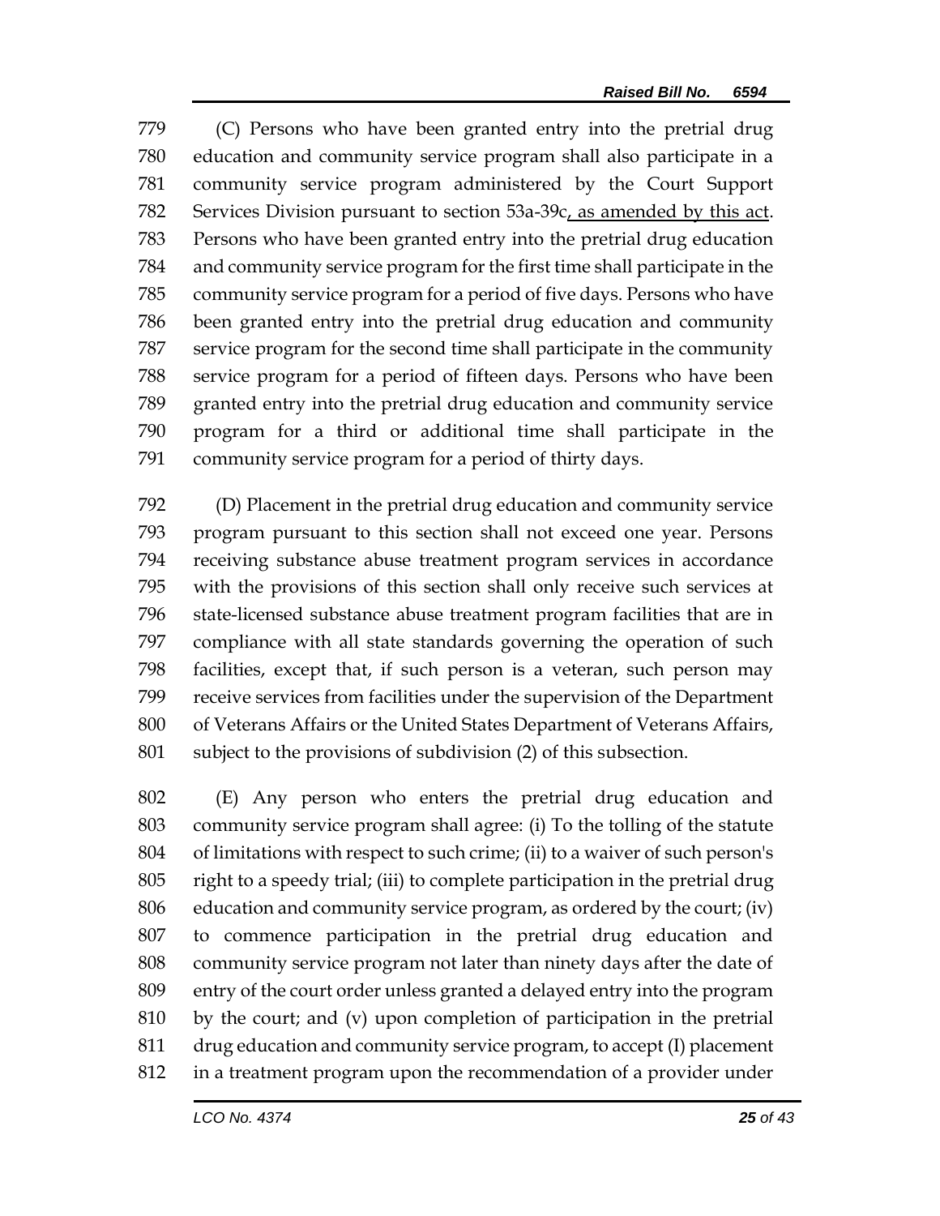(C) Persons who have been granted entry into the pretrial drug education and community service program shall also participate in a community service program administered by the Court Support Services Division pursuant to section 53a-39c, as amended by this act. Persons who have been granted entry into the pretrial drug education and community service program for the first time shall participate in the community service program for a period of five days. Persons who have been granted entry into the pretrial drug education and community service program for the second time shall participate in the community service program for a period of fifteen days. Persons who have been granted entry into the pretrial drug education and community service program for a third or additional time shall participate in the community service program for a period of thirty days.

(D) Placement in the pretrial drug education and community service program pursuant to this section shall not exceed one year. Persons receiving substance abuse treatment program services in accordance with the provisions of this section shall only receive such services at state-licensed substance abuse treatment program facilities that are in compliance with all state standards governing the operation of such facilities, except that, if such person is a veteran, such person may receive services from facilities under the supervision of the Department of Veterans Affairs or the United States Department of Veterans Affairs, subject to the provisions of subdivision (2) of this subsection.

(E) Any person who enters the pretrial drug education and community service program shall agree: (i) To the tolling of the statute of limitations with respect to such crime; (ii) to a waiver of such person's right to a speedy trial; (iii) to complete participation in the pretrial drug education and community service program, as ordered by the court; (iv) to commence participation in the pretrial drug education and community service program not later than ninety days after the date of entry of the court order unless granted a delayed entry into the program by the court; and (v) upon completion of participation in the pretrial drug education and community service program, to accept (I) placement in a treatment program upon the recommendation of a provider under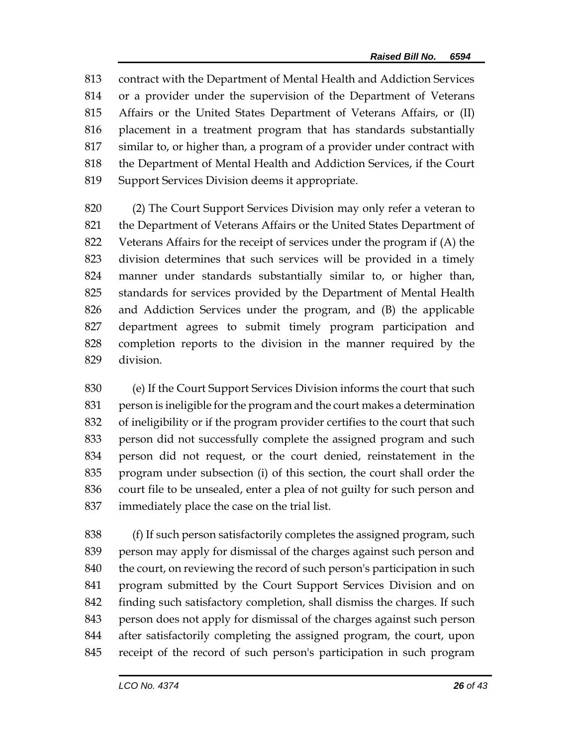contract with the Department of Mental Health and Addiction Services or a provider under the supervision of the Department of Veterans Affairs or the United States Department of Veterans Affairs, or (II) placement in a treatment program that has standards substantially similar to, or higher than, a program of a provider under contract with the Department of Mental Health and Addiction Services, if the Court Support Services Division deems it appropriate.

(2) The Court Support Services Division may only refer a veteran to the Department of Veterans Affairs or the United States Department of Veterans Affairs for the receipt of services under the program if (A) the division determines that such services will be provided in a timely manner under standards substantially similar to, or higher than, standards for services provided by the Department of Mental Health and Addiction Services under the program, and (B) the applicable department agrees to submit timely program participation and completion reports to the division in the manner required by the division.

(e) If the Court Support Services Division informs the court that such person is ineligible for the program and the court makes a determination of ineligibility or if the program provider certifies to the court that such person did not successfully complete the assigned program and such person did not request, or the court denied, reinstatement in the program under subsection (i) of this section, the court shall order the court file to be unsealed, enter a plea of not guilty for such person and immediately place the case on the trial list.

(f) If such person satisfactorily completes the assigned program, such person may apply for dismissal of the charges against such person and the court, on reviewing the record of such person's participation in such program submitted by the Court Support Services Division and on finding such satisfactory completion, shall dismiss the charges. If such person does not apply for dismissal of the charges against such person after satisfactorily completing the assigned program, the court, upon receipt of the record of such person's participation in such program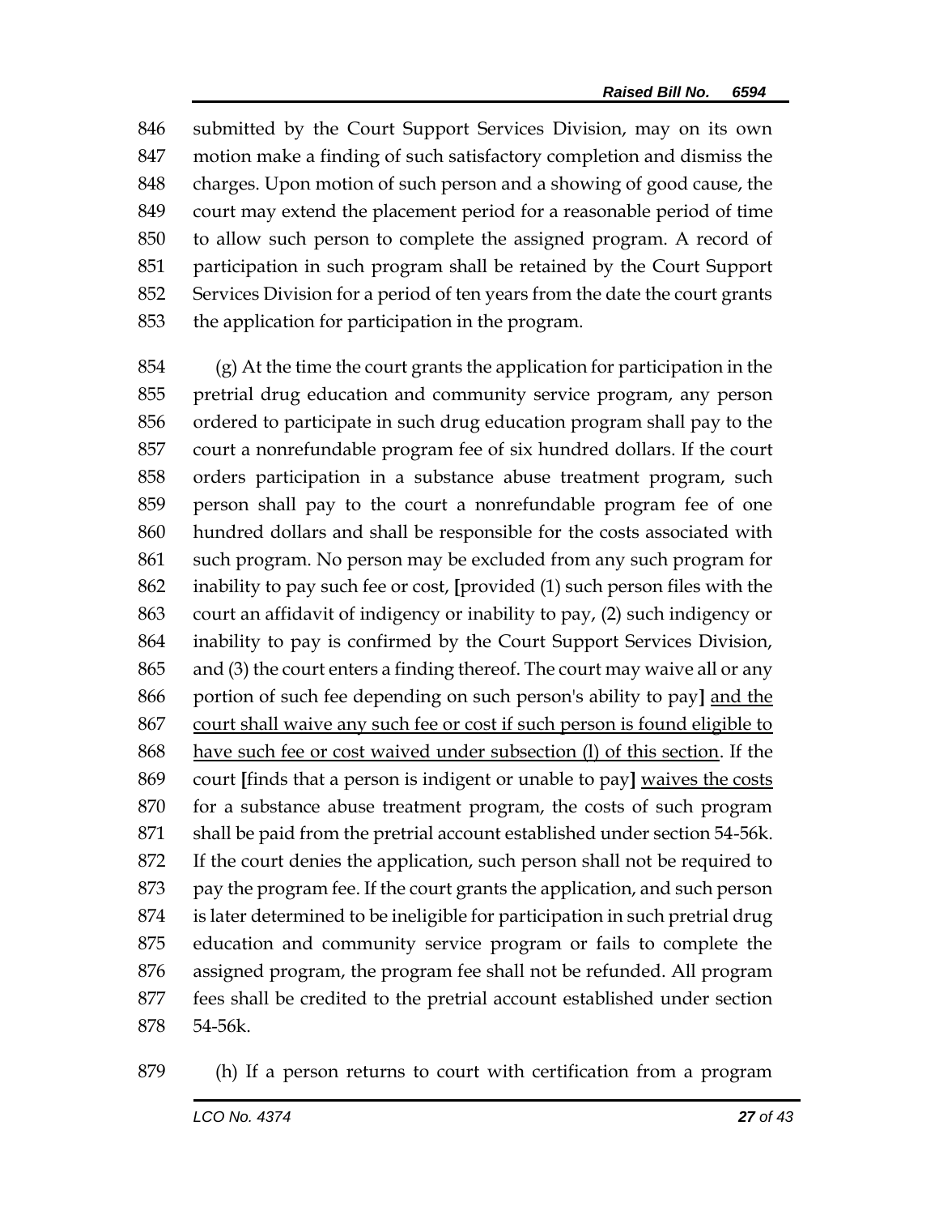846 submitted by the Court Support Services Division, may on its own
847 motion make a finding of such satisfactory completion and dismiss the
848 charges. Upon motion of such person and a showing of good cause, the
849 court may extend the placement period for a reasonable period of time
850 to allow such person to complete the assigned program. A record of
851 participation in such program shall be retained by the Court Support
852 Services Division for a period of ten years from the date the court grants
853 the application for participation in the program.

854 (g) At the time the court grants the application for participation in the
855 pretrial drug education and community service program, any person
856 ordered to participate in such drug education program shall pay to the
857 court a nonrefundable program fee of six hundred dollars. If the court
858 orders participation in a substance abuse treatment program, such
859 person shall pay to the court a nonrefundable program fee of one
860 hundred dollars and shall be responsible for the costs associated with
861 such program. No person may be excluded from any such program for
862 inability to pay such fee or cost, **[**provided (1) such person files with the
863 court an affidavit of indigency or inability to pay, (2) such indigency or
864 inability to pay is confirmed by the Court Support Services Division,
865 and (3) the court enters a finding thereof. The court may waive all or any
866 portion of such fee depending on such person's ability to pay**]** <u>and the</u>
867 <u>court shall waive any such fee or cost if such person is found eligible to</u>
868 <u>have such fee or cost waived under subsection (l) of this section</u>. If the
869 court **[**finds that a person is indigent or unable to pay**]** <u>waives the costs</u>
870 for a substance abuse treatment program, the costs of such program
871 shall be paid from the pretrial account established under section 54-56k.
872 If the court denies the application, such person shall not be required to
873 pay the program fee. If the court grants the application, and such person
874 is later determined to be ineligible for participation in such pretrial drug
875 education and community service program or fails to complete the
876 assigned program, the program fee shall not be refunded. All program
877 fees shall be credited to the pretrial account established under section
878 54-56k.

879 (h) If a person returns to court with certification from a program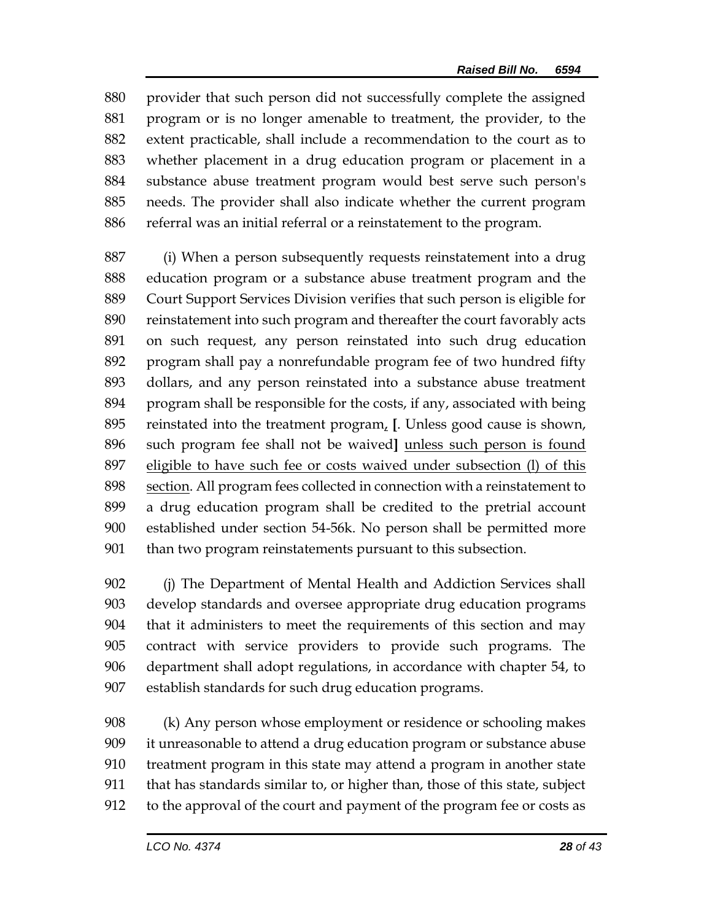880 provider that such person did not successfully complete the assigned
881 program or is no longer amenable to treatment, the provider, to the
882 extent practicable, shall include a recommendation to the court as to
883 whether placement in a drug education program or placement in a
884 substance abuse treatment program would best serve such person's
885 needs. The provider shall also indicate whether the current program
886 referral was an initial referral or a reinstatement to the program.

887 (i) When a person subsequently requests reinstatement into a drug
888 education program or a substance abuse treatment program and the
889 Court Support Services Division verifies that such person is eligible for
890 reinstatement into such program and thereafter the court favorably acts
891 on such request, any person reinstated into such drug education
892 program shall pay a nonrefundable program fee of two hundred fifty
893 dollars, and any person reinstated into a substance abuse treatment
894 program shall be responsible for the costs, if any, associated with being
895 reinstated into the treatment program, **[**. Unless good cause is shown,
896 such program fee shall not be waived**]** <u>unless such person is found</u>
897 <u>eligible to have such fee or costs waived under subsection (l) of this</u>
898 <u>section</u>. All program fees collected in connection with a reinstatement to
899 a drug education program shall be credited to the pretrial account
900 established under section 54-56k. No person shall be permitted more
901 than two program reinstatements pursuant to this subsection.

902 (j) The Department of Mental Health and Addiction Services shall
903 develop standards and oversee appropriate drug education programs
904 that it administers to meet the requirements of this section and may
905 contract with service providers to provide such programs. The
906 department shall adopt regulations, in accordance with chapter 54, to
907 establish standards for such drug education programs.

908 (k) Any person whose employment or residence or schooling makes
909 it unreasonable to attend a drug education program or substance abuse
910 treatment program in this state may attend a program in another state
911 that has standards similar to, or higher than, those of this state, subject
912 to the approval of the court and payment of the program fee or costs as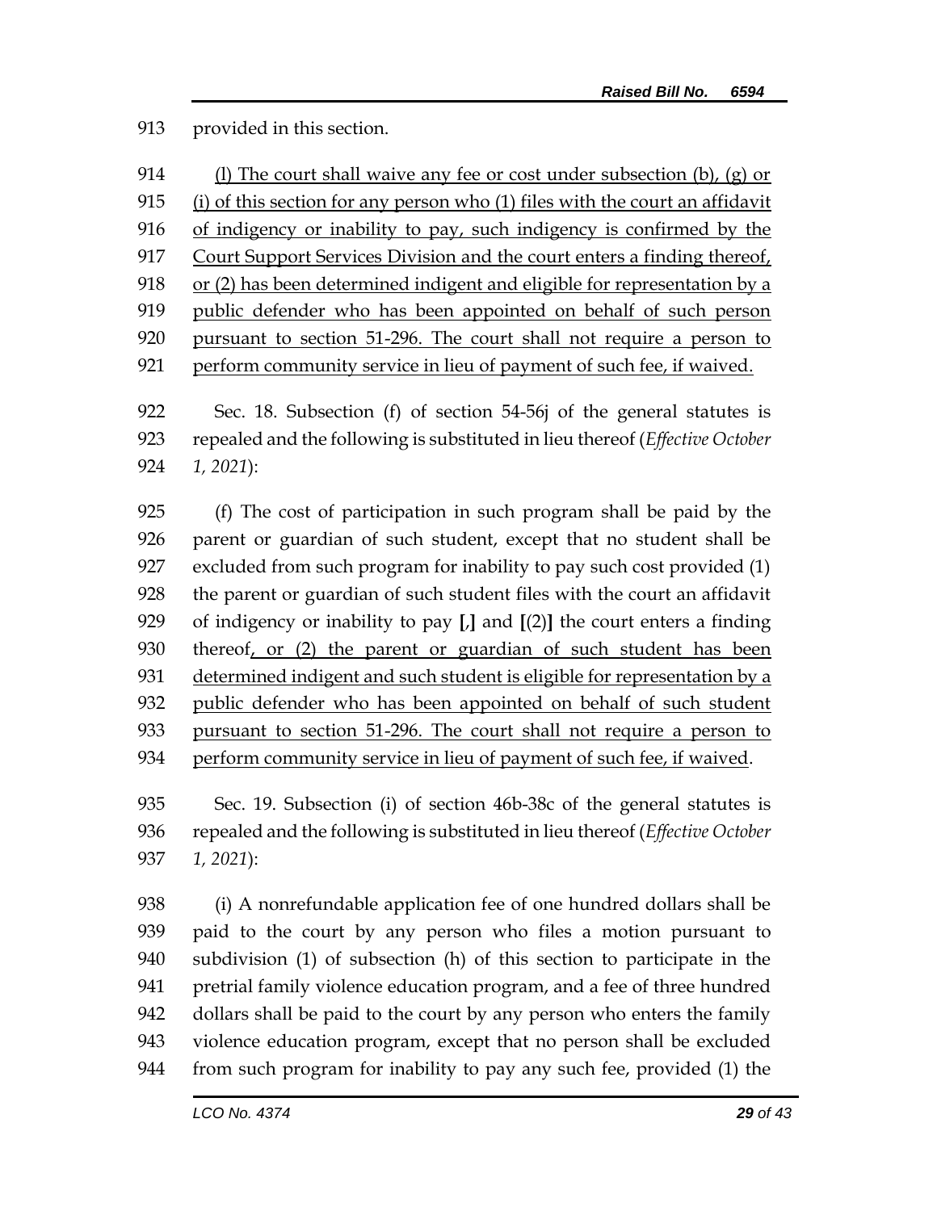913 provided in this section.

914 <u>(l) The court shall waive any fee or cost under subsection (b), (g) or</u>
915 <u>(i) of this section for any person who (1) files with the court an affidavit</u>
916 <u>of indigency or inability to pay, such indigency is confirmed by the</u>
917 <u>Court Support Services Division and the court enters a finding thereof,</u>
918 <u>or (2) has been determined indigent and eligible for representation by a</u>
919 <u>public defender who has been appointed on behalf of such person</u>
920 <u>pursuant to section 51-296. The court shall not require a person to</u>
921 <u>perform community service in lieu of payment of such fee, if waived.</u>

922 Sec. 18. Subsection (f) of section 54-56j of the general statutes is
923 repealed and the following is substituted in lieu thereof (*Effective October*
924 *1, 2021*):

925 (f) The cost of participation in such program shall be paid by the
926 parent or guardian of such student, except that no student shall be
927 excluded from such program for inability to pay such cost provided (1)
928 the parent or guardian of such student files with the court an affidavit
929 of indigency or inability to pay **[**,**]** and **[**(2)**]** the court enters a finding
930 thereof<u>, or (2) the parent or guardian of such student has been</u>
931 <u>determined indigent and such student is eligible for representation by a</u>
932 <u>public defender who has been appointed on behalf of such student</u>
933 <u>pursuant to section 51-296. The court shall not require a person to</u>
934 <u>perform community service in lieu of payment of such fee, if waived</u>.

935 Sec. 19. Subsection (i) of section 46b-38c of the general statutes is
936 repealed and the following is substituted in lieu thereof (*Effective October*
937 *1, 2021*):

938 (i) A nonrefundable application fee of one hundred dollars shall be
939 paid to the court by any person who files a motion pursuant to
940 subdivision (1) of subsection (h) of this section to participate in the
941 pretrial family violence education program, and a fee of three hundred
942 dollars shall be paid to the court by any person who enters the family
943 violence education program, except that no person shall be excluded
944 from such program for inability to pay any such fee, provided (1) the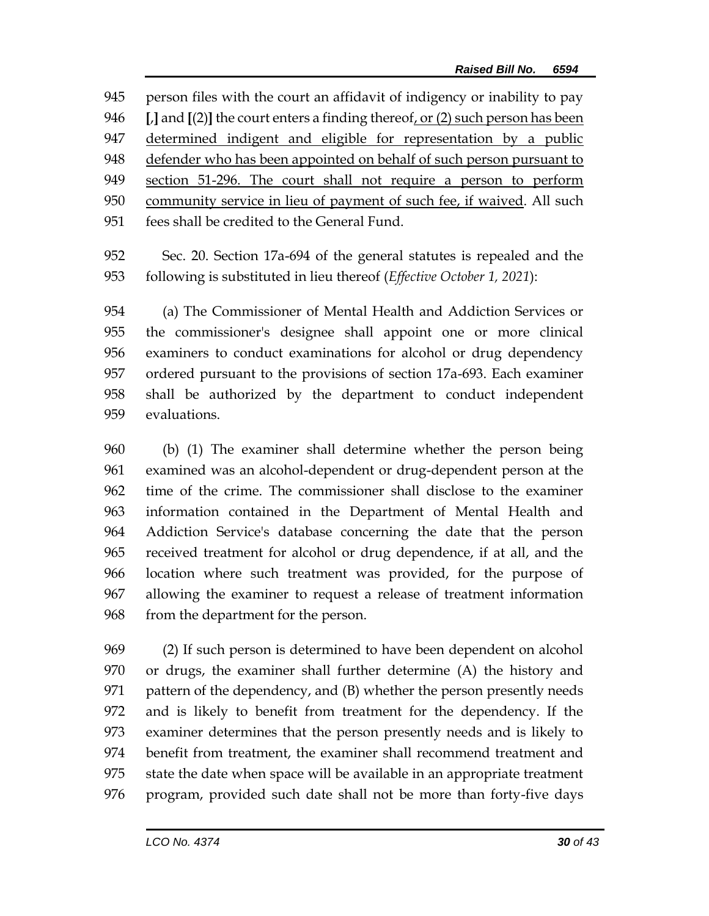person files with the court an affidavit of indigency or inability to pay [,] and [(2)] the court enters a finding thereof, or (2) such person has been determined indigent and eligible for representation by a public defender who has been appointed on behalf of such person pursuant to section 51-296. The court shall not require a person to perform community service in lieu of payment of such fee, if waived. All such fees shall be credited to the General Fund.

Sec. 20. Section 17a-694 of the general statutes is repealed and the following is substituted in lieu thereof (*Effective October 1, 2021*):

(a) The Commissioner of Mental Health and Addiction Services or the commissioner's designee shall appoint one or more clinical examiners to conduct examinations for alcohol or drug dependency ordered pursuant to the provisions of section 17a-693. Each examiner shall be authorized by the department to conduct independent evaluations.

(b) (1) The examiner shall determine whether the person being examined was an alcohol-dependent or drug-dependent person at the time of the crime. The commissioner shall disclose to the examiner information contained in the Department of Mental Health and Addiction Service's database concerning the date that the person received treatment for alcohol or drug dependence, if at all, and the location where such treatment was provided, for the purpose of allowing the examiner to request a release of treatment information from the department for the person.

(2) If such person is determined to have been dependent on alcohol or drugs, the examiner shall further determine (A) the history and pattern of the dependency, and (B) whether the person presently needs and is likely to benefit from treatment for the dependency. If the examiner determines that the person presently needs and is likely to benefit from treatment, the examiner shall recommend treatment and state the date when space will be available in an appropriate treatment program, provided such date shall not be more than forty-five days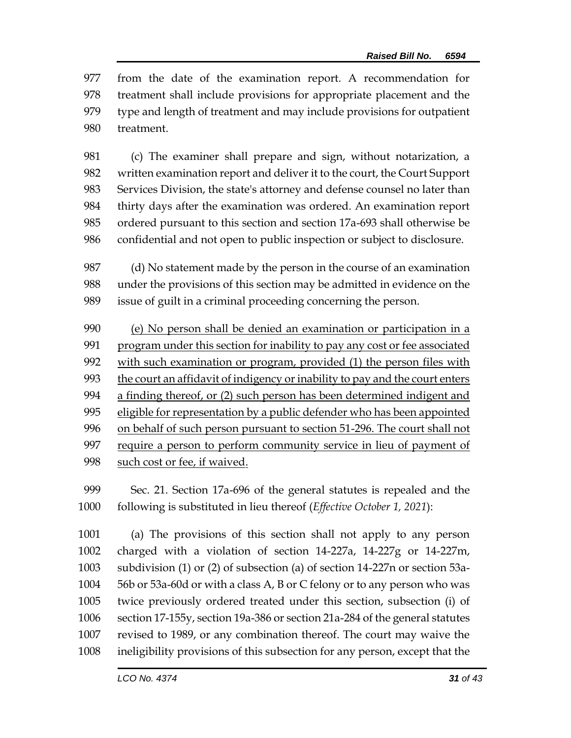977 from the date of the examination report. A recommendation for
978 treatment shall include provisions for appropriate placement and the
979 type and length of treatment and may include provisions for outpatient
980 treatment.

981 (c) The examiner shall prepare and sign, without notarization, a
982 written examination report and deliver it to the court, the Court Support
983 Services Division, the state's attorney and defense counsel no later than
984 thirty days after the examination was ordered. An examination report
985 ordered pursuant to this section and section 17a-693 shall otherwise be
986 confidential and not open to public inspection or subject to disclosure.

987 (d) No statement made by the person in the course of an examination
988 under the provisions of this section may be admitted in evidence on the
989 issue of guilt in a criminal proceeding concerning the person.

990 <u>(e) No person shall be denied an examination or participation in a</u>
991 <u>program under this section for inability to pay any cost or fee associated</u>
992 <u>with such examination or program, provided (1) the person files with</u>
993 <u>the court an affidavit of indigency or inability to pay and the court enters</u>
994 <u>a finding thereof, or (2) such person has been determined indigent and</u>
995 <u>eligible for representation by a public defender who has been appointed</u>
996 <u>on behalf of such person pursuant to section 51-296. The court shall not</u>
997 <u>require a person to perform community service in lieu of payment of</u>
998 <u>such cost or fee, if waived.</u>

999 Sec. 21. Section 17a-696 of the general statutes is repealed and the
1000 following is substituted in lieu thereof (*Effective October 1, 2021*):

1001 (a) The provisions of this section shall not apply to any person
1002 charged with a violation of section 14-227a, 14-227g or 14-227m,
1003 subdivision (1) or (2) of subsection (a) of section 14-227n or section 53a-
1004 56b or 53a-60d or with a class A, B or C felony or to any person who was
1005 twice previously ordered treated under this section, subsection (i) of
1006 section 17-155y, section 19a-386 or section 21a-284 of the general statutes
1007 revised to 1989, or any combination thereof. The court may waive the
1008 ineligibility provisions of this subsection for any person, except that the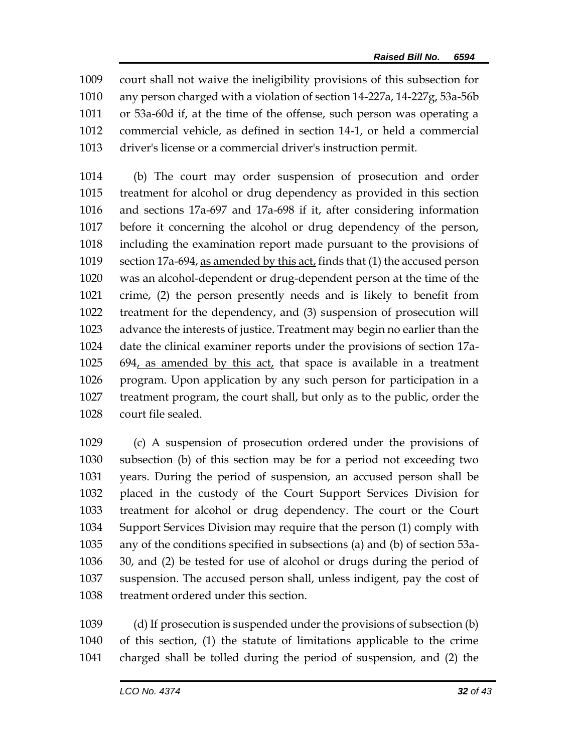court shall not waive the ineligibility provisions of this subsection for any person charged with a violation of section 14-227a, 14-227g, 53a-56b or 53a-60d if, at the time of the offense, such person was operating a commercial vehicle, as defined in section 14-1, or held a commercial driver's license or a commercial driver's instruction permit.

(b) The court may order suspension of prosecution and order treatment for alcohol or drug dependency as provided in this section and sections 17a-697 and 17a-698 if it, after considering information before it concerning the alcohol or drug dependency of the person, including the examination report made pursuant to the provisions of section 17a-694, as amended by this act, finds that (1) the accused person was an alcohol-dependent or drug-dependent person at the time of the crime, (2) the person presently needs and is likely to benefit from treatment for the dependency, and (3) suspension of prosecution will advance the interests of justice. Treatment may begin no earlier than the date the clinical examiner reports under the provisions of section 17a-694, as amended by this act, that space is available in a treatment program. Upon application by any such person for participation in a treatment program, the court shall, but only as to the public, order the court file sealed.

(c) A suspension of prosecution ordered under the provisions of subsection (b) of this section may be for a period not exceeding two years. During the period of suspension, an accused person shall be placed in the custody of the Court Support Services Division for treatment for alcohol or drug dependency. The court or the Court Support Services Division may require that the person (1) comply with any of the conditions specified in subsections (a) and (b) of section 53a-30, and (2) be tested for use of alcohol or drugs during the period of suspension. The accused person shall, unless indigent, pay the cost of treatment ordered under this section.

(d) If prosecution is suspended under the provisions of subsection (b) of this section, (1) the statute of limitations applicable to the crime charged shall be tolled during the period of suspension, and (2) the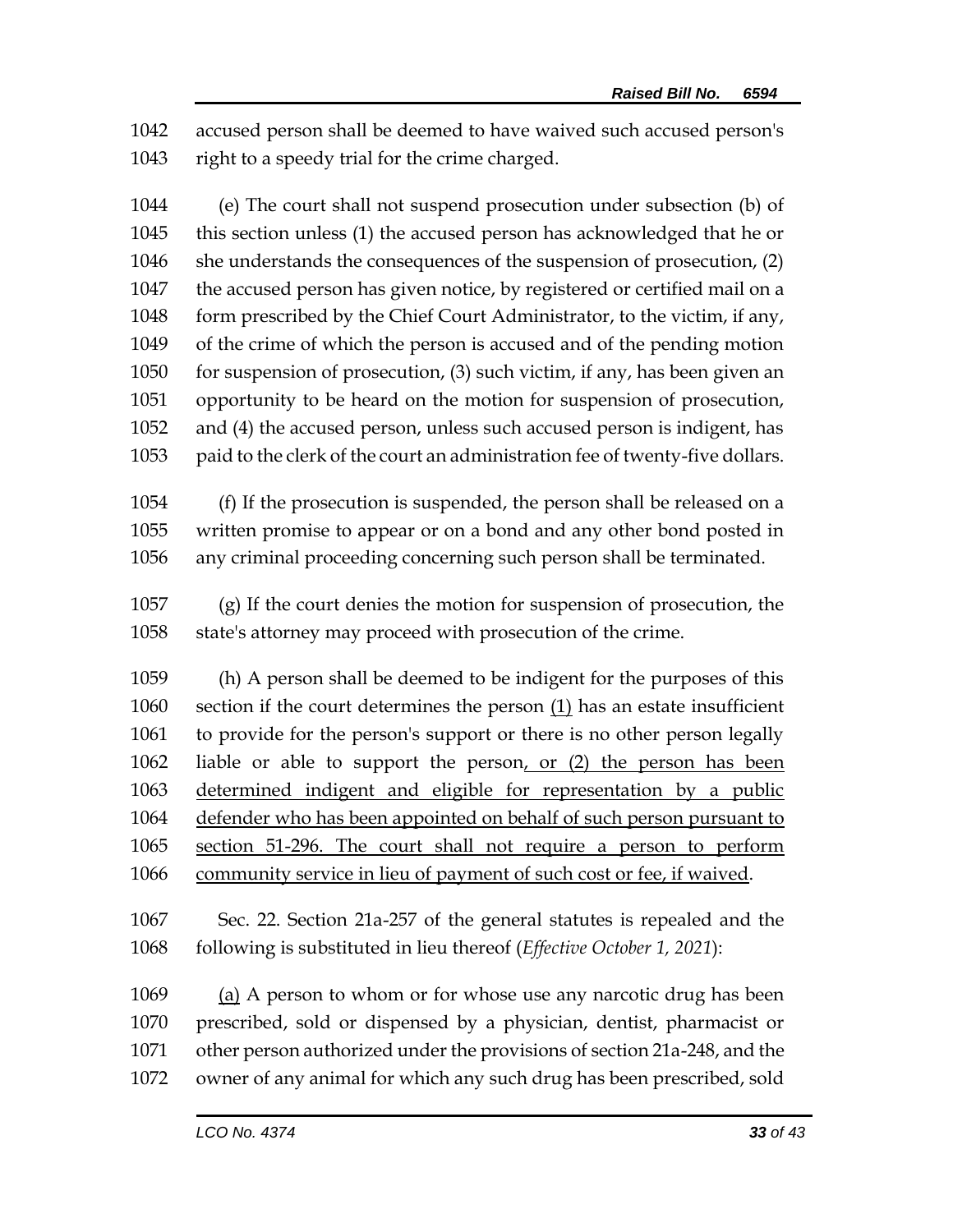accused person shall be deemed to have waived such accused person's right to a speedy trial for the crime charged.

(e) The court shall not suspend prosecution under subsection (b) of this section unless (1) the accused person has acknowledged that he or she understands the consequences of the suspension of prosecution, (2) the accused person has given notice, by registered or certified mail on a form prescribed by the Chief Court Administrator, to the victim, if any, of the crime of which the person is accused and of the pending motion for suspension of prosecution, (3) such victim, if any, has been given an opportunity to be heard on the motion for suspension of prosecution, and (4) the accused person, unless such accused person is indigent, has paid to the clerk of the court an administration fee of twenty-five dollars.

(f) If the prosecution is suspended, the person shall be released on a written promise to appear or on a bond and any other bond posted in any criminal proceeding concerning such person shall be terminated.

(g) If the court denies the motion for suspension of prosecution, the state's attorney may proceed with prosecution of the crime.

(h) A person shall be deemed to be indigent for the purposes of this section if the court determines the person <u>(1)</u> has an estate insufficient to provide for the person's support or there is no other person legally liable or able to support the person<u>, or (2) the person has been determined indigent and eligible for representation by a public defender who has been appointed on behalf of such person pursuant to section 51-296. The court shall not require a person to perform community service in lieu of payment of such cost or fee, if waived</u>.

Sec. 22. Section 21a-257 of the general statutes is repealed and the following is substituted in lieu thereof (*Effective October 1, 2021*):

<u>(a)</u> A person to whom or for whose use any narcotic drug has been prescribed, sold or dispensed by a physician, dentist, pharmacist or other person authorized under the provisions of section 21a-248, and the owner of any animal for which any such drug has been prescribed, sold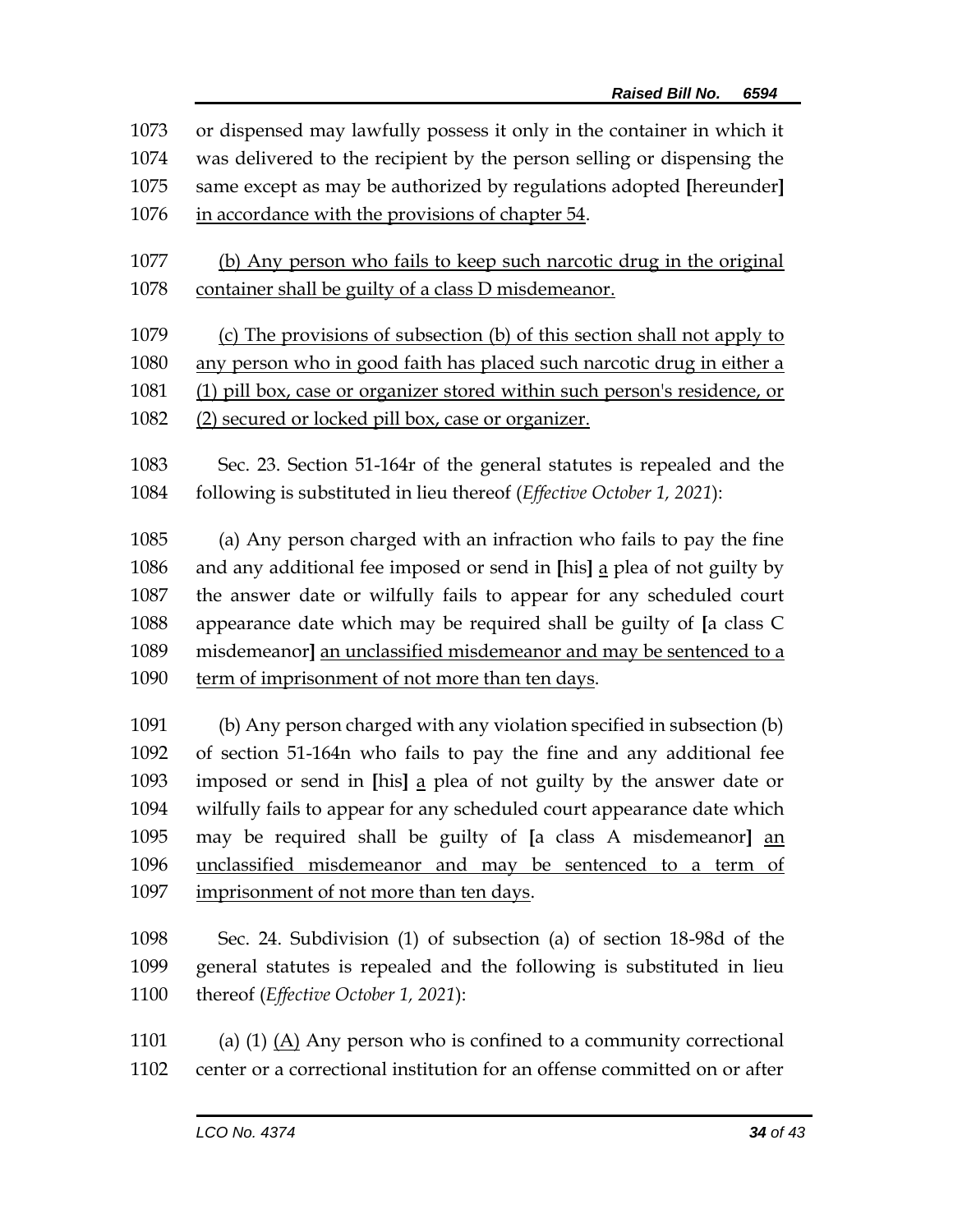1073 or dispensed may lawfully possess it only in the container in which it
1074 was delivered to the recipient by the person selling or dispensing the
1075 same except as may be authorized by regulations adopted **[**hereunder**]**
1076 <u>in accordance with the provisions of chapter 54</u>.

1077 <u>(b) Any person who fails to keep such narcotic drug in the original</u>
1078 <u>container shall be guilty of a class D misdemeanor.</u>

1079 <u>(c) The provisions of subsection (b) of this section shall not apply to</u>
1080 <u>any person who in good faith has placed such narcotic drug in either a</u>
1081 <u>(1) pill box, case or organizer stored within such person's residence, or</u>
1082 <u>(2) secured or locked pill box, case or organizer.</u>

1083 Sec. 23. Section 51-164r of the general statutes is repealed and the
1084 following is substituted in lieu thereof (*Effective October 1, 2021*):

1085 (a) Any person charged with an infraction who fails to pay the fine
1086 and any additional fee imposed or send in **[**his**]** <u>a</u> plea of not guilty by
1087 the answer date or wilfully fails to appear for any scheduled court
1088 appearance date which may be required shall be guilty of **[**a class C
1089 misdemeanor**]** <u>an unclassified misdemeanor and may be sentenced to a</u>
1090 <u>term of imprisonment of not more than ten days</u>.

1091 (b) Any person charged with any violation specified in subsection (b)
1092 of section 51-164n who fails to pay the fine and any additional fee
1093 imposed or send in **[**his**]** <u>a</u> plea of not guilty by the answer date or
1094 wilfully fails to appear for any scheduled court appearance date which
1095 may be required shall be guilty of **[**a class A misdemeanor**]** <u>an</u>
1096 <u>unclassified misdemeanor and may be sentenced to a term of</u>
1097 <u>imprisonment of not more than ten days</u>.

1098 Sec. 24. Subdivision (1) of subsection (a) of section 18-98d of the
1099 general statutes is repealed and the following is substituted in lieu
1100 thereof (*Effective October 1, 2021*):

1101 (a) (1) <u>(A)</u> Any person who is confined to a community correctional
1102 center or a correctional institution for an offense committed on or after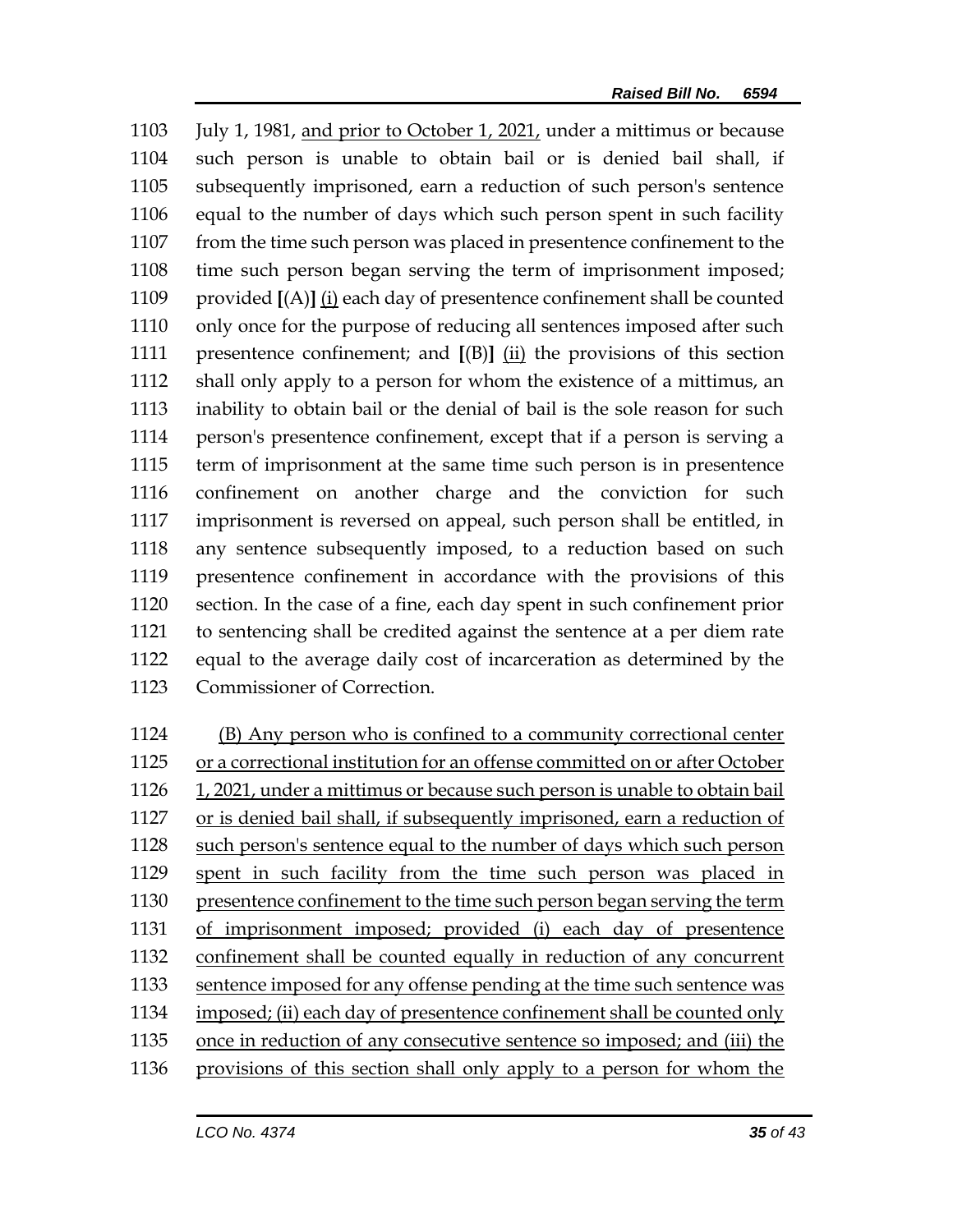1103 July 1, 1981, <u>and prior to October 1, 2021,</u> under a mittimus or because
1104 such person is unable to obtain bail or is denied bail shall, if
1105 subsequently imprisoned, earn a reduction of such person's sentence
1106 equal to the number of days which such person spent in such facility
1107 from the time such person was placed in presentence confinement to the
1108 time such person began serving the term of imprisonment imposed;
1109 provided **[**(A)**]** <u>(i)</u> each day of presentence confinement shall be counted
1110 only once for the purpose of reducing all sentences imposed after such
1111 presentence confinement; and **[**(B)**]** <u>(ii)</u> the provisions of this section
1112 shall only apply to a person for whom the existence of a mittimus, an
1113 inability to obtain bail or the denial of bail is the sole reason for such
1114 person's presentence confinement, except that if a person is serving a
1115 term of imprisonment at the same time such person is in presentence
1116 confinement on another charge and the conviction for such
1117 imprisonment is reversed on appeal, such person shall be entitled, in
1118 any sentence subsequently imposed, to a reduction based on such
1119 presentence confinement in accordance with the provisions of this
1120 section. In the case of a fine, each day spent in such confinement prior
1121 to sentencing shall be credited against the sentence at a per diem rate
1122 equal to the average daily cost of incarceration as determined by the
1123 Commissioner of Correction.

1124 <u>(B) Any person who is confined to a community correctional center</u>
1125 <u>or a correctional institution for an offense committed on or after October</u>
1126 <u>1, 2021, under a mittimus or because such person is unable to obtain bail</u>
1127 <u>or is denied bail shall, if subsequently imprisoned, earn a reduction of</u>
1128 <u>such person's sentence equal to the number of days which such person</u>
1129 <u>spent in such facility from the time such person was placed in</u>
1130 <u>presentence confinement to the time such person began serving the term</u>
1131 <u>of imprisonment imposed; provided (i) each day of presentence</u>
1132 <u>confinement shall be counted equally in reduction of any concurrent</u>
1133 <u>sentence imposed for any offense pending at the time such sentence was</u>
1134 <u>imposed; (ii) each day of presentence confinement shall be counted only</u>
1135 <u>once in reduction of any consecutive sentence so imposed; and (iii) the</u>
1136 <u>provisions of this section shall only apply to a person for whom the</u>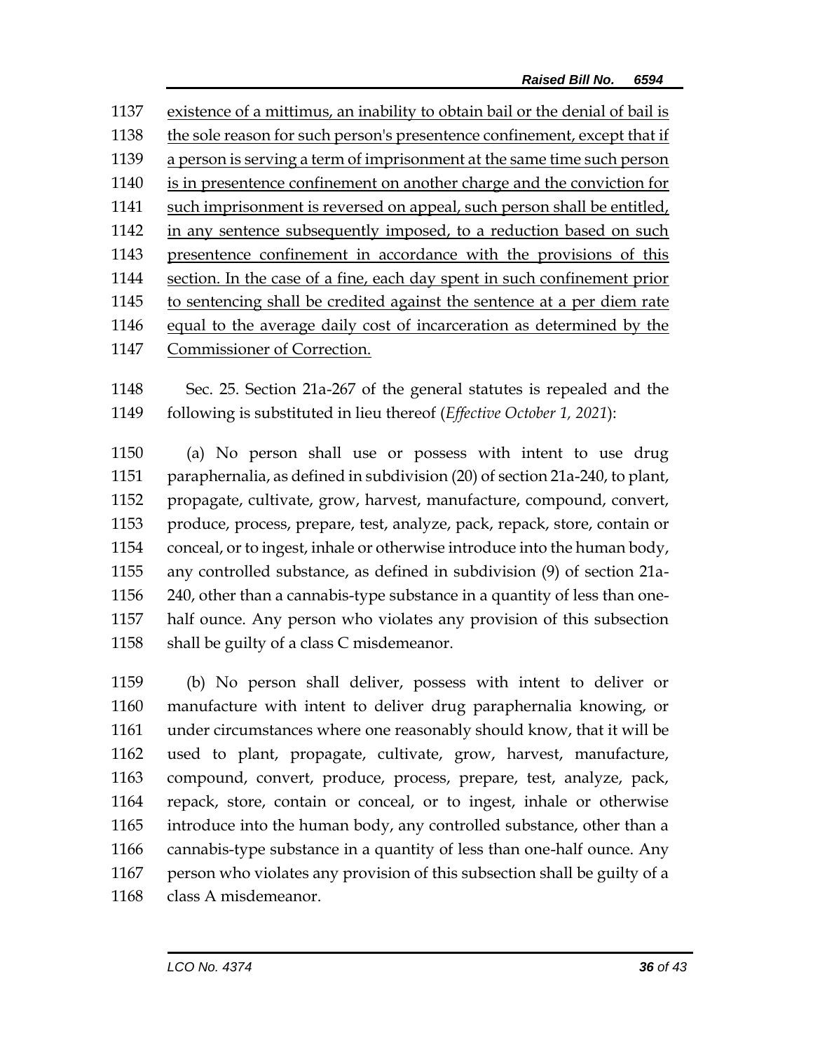1137 existence of a mittimus, an inability to obtain bail or the denial of bail is
1138 the sole reason for such person's presentence confinement, except that if
1139 a person is serving a term of imprisonment at the same time such person
1140 is in presentence confinement on another charge and the conviction for
1141 such imprisonment is reversed on appeal, such person shall be entitled,
1142 in any sentence subsequently imposed, to a reduction based on such
1143 presentence confinement in accordance with the provisions of this
1144 section. In the case of a fine, each day spent in such confinement prior
1145 to sentencing shall be credited against the sentence at a per diem rate
1146 equal to the average daily cost of incarceration as determined by the
1147 Commissioner of Correction.

1148 Sec. 25. Section 21a-267 of the general statutes is repealed and the
1149 following is substituted in lieu thereof (*Effective October 1, 2021*):

1150 (a) No person shall use or possess with intent to use drug
1151 paraphernalia, as defined in subdivision (20) of section 21a-240, to plant,
1152 propagate, cultivate, grow, harvest, manufacture, compound, convert,
1153 produce, process, prepare, test, analyze, pack, repack, store, contain or
1154 conceal, or to ingest, inhale or otherwise introduce into the human body,
1155 any controlled substance, as defined in subdivision (9) of section 21a-
1156 240, other than a cannabis-type substance in a quantity of less than one-
1157 half ounce. Any person who violates any provision of this subsection
1158 shall be guilty of a class C misdemeanor.

1159 (b) No person shall deliver, possess with intent to deliver or
1160 manufacture with intent to deliver drug paraphernalia knowing, or
1161 under circumstances where one reasonably should know, that it will be
1162 used to plant, propagate, cultivate, grow, harvest, manufacture,
1163 compound, convert, produce, process, prepare, test, analyze, pack,
1164 repack, store, contain or conceal, or to ingest, inhale or otherwise
1165 introduce into the human body, any controlled substance, other than a
1166 cannabis-type substance in a quantity of less than one-half ounce. Any
1167 person who violates any provision of this subsection shall be guilty of a
1168 class A misdemeanor.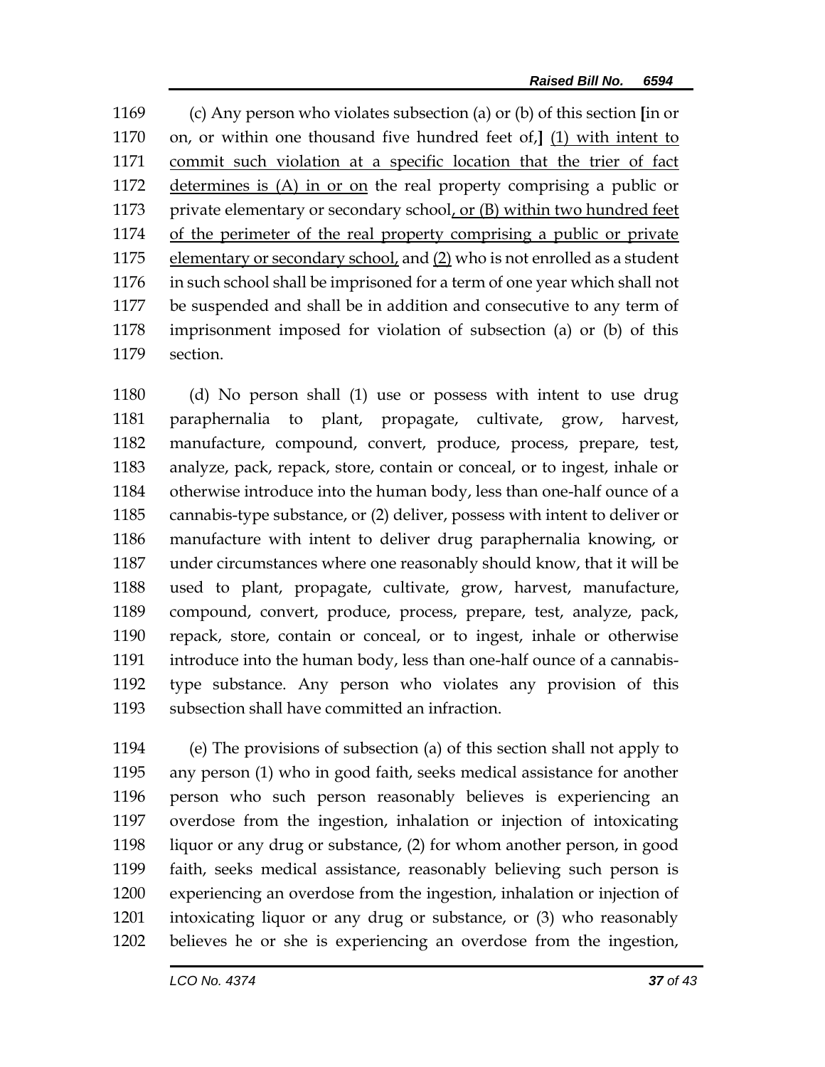(c) Any person who violates subsection (a) or (b) of this section **[**in or on, or within one thousand five hundred feet of,**]** <u>(1) with intent to commit such violation at a specific location that the trier of fact determines is (A) in or on</u> the real property comprising a public or private elementary or secondary school<u>, or (B) within two hundred feet of the perimeter of the real property comprising a public or private elementary or secondary school,</u> and <u>(2)</u> who is not enrolled as a student in such school shall be imprisoned for a term of one year which shall not be suspended and shall be in addition and consecutive to any term of imprisonment imposed for violation of subsection (a) or (b) of this section.

(d) No person shall (1) use or possess with intent to use drug paraphernalia to plant, propagate, cultivate, grow, harvest, manufacture, compound, convert, produce, process, prepare, test, analyze, pack, repack, store, contain or conceal, or to ingest, inhale or otherwise introduce into the human body, less than one-half ounce of a cannabis-type substance, or (2) deliver, possess with intent to deliver or manufacture with intent to deliver drug paraphernalia knowing, or under circumstances where one reasonably should know, that it will be used to plant, propagate, cultivate, grow, harvest, manufacture, compound, convert, produce, process, prepare, test, analyze, pack, repack, store, contain or conceal, or to ingest, inhale or otherwise introduce into the human body, less than one-half ounce of a cannabis-type substance. Any person who violates any provision of this subsection shall have committed an infraction.

(e) The provisions of subsection (a) of this section shall not apply to any person (1) who in good faith, seeks medical assistance for another person who such person reasonably believes is experiencing an overdose from the ingestion, inhalation or injection of intoxicating liquor or any drug or substance, (2) for whom another person, in good faith, seeks medical assistance, reasonably believing such person is experiencing an overdose from the ingestion, inhalation or injection of intoxicating liquor or any drug or substance, or (3) who reasonably believes he or she is experiencing an overdose from the ingestion,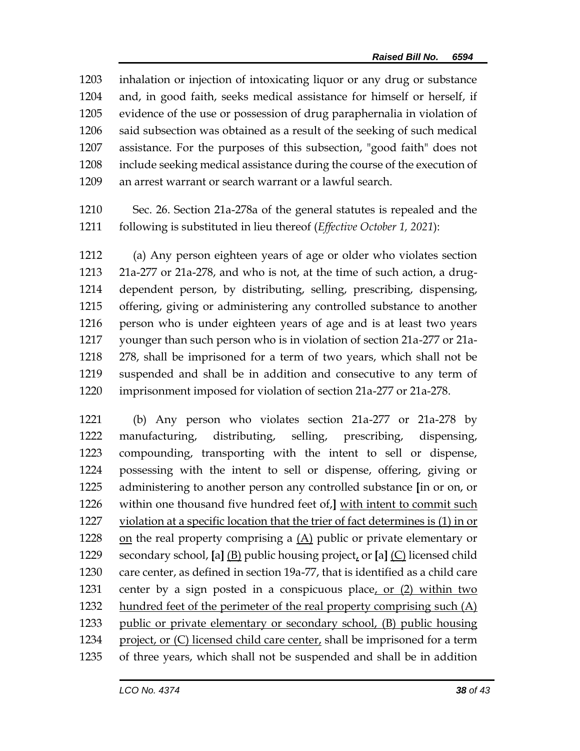inhalation or injection of intoxicating liquor or any drug or substance and, in good faith, seeks medical assistance for himself or herself, if evidence of the use or possession of drug paraphernalia in violation of said subsection was obtained as a result of the seeking of such medical assistance. For the purposes of this subsection, "good faith" does not include seeking medical assistance during the course of the execution of an arrest warrant or search warrant or a lawful search.

Sec. 26. Section 21a-278a of the general statutes is repealed and the following is substituted in lieu thereof (*Effective October 1, 2021*):

(a) Any person eighteen years of age or older who violates section 21a-277 or 21a-278, and who is not, at the time of such action, a drug-dependent person, by distributing, selling, prescribing, dispensing, offering, giving or administering any controlled substance to another person who is under eighteen years of age and is at least two years younger than such person who is in violation of section 21a-277 or 21a-278, shall be imprisoned for a term of two years, which shall not be suspended and shall be in addition and consecutive to any term of imprisonment imposed for violation of section 21a-277 or 21a-278.

(b) Any person who violates section 21a-277 or 21a-278 by manufacturing, distributing, selling, prescribing, dispensing, compounding, transporting with the intent to sell or dispense, possessing with the intent to sell or dispense, offering, giving or administering to another person any controlled substance **[**in or on, or within one thousand five hundred feet of,**]** with intent to commit such violation at a specific location that the trier of fact determines is (1) in or on the real property comprising a (A) public or private elementary or secondary school, **[**a**]** (B) public housing project, or **[**a**]** (C) licensed child care center, as defined in section 19a-77, that is identified as a child care center by a sign posted in a conspicuous place, or (2) within two hundred feet of the perimeter of the real property comprising such (A) public or private elementary or secondary school, (B) public housing project, or (C) licensed child care center, shall be imprisoned for a term of three years, which shall not be suspended and shall be in addition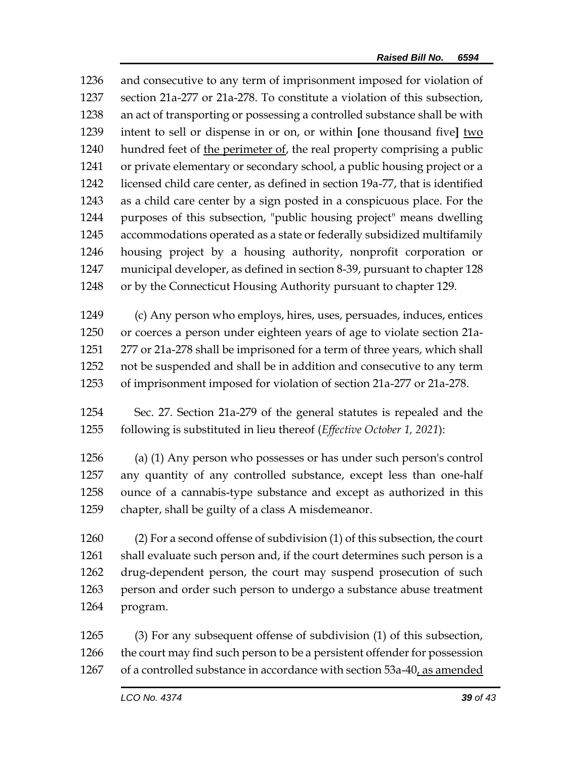and consecutive to any term of imprisonment imposed for violation of section 21a-277 or 21a-278. To constitute a violation of this subsection, an act of transporting or possessing a controlled substance shall be with intent to sell or dispense in or on, or within **[**one thousand five**]** <u>two</u> hundred feet of <u>the perimeter of</u>, the real property comprising a public or private elementary or secondary school, a public housing project or a licensed child care center, as defined in section 19a-77, that is identified as a child care center by a sign posted in a conspicuous place. For the purposes of this subsection, "public housing project" means dwelling accommodations operated as a state or federally subsidized multifamily housing project by a housing authority, nonprofit corporation or municipal developer, as defined in section 8-39, pursuant to chapter 128 or by the Connecticut Housing Authority pursuant to chapter 129.

(c) Any person who employs, hires, uses, persuades, induces, entices or coerces a person under eighteen years of age to violate section 21a-277 or 21a-278 shall be imprisoned for a term of three years, which shall not be suspended and shall be in addition and consecutive to any term of imprisonment imposed for violation of section 21a-277 or 21a-278.

Sec. 27. Section 21a-279 of the general statutes is repealed and the following is substituted in lieu thereof (*Effective October 1, 2021*):

(a) (1) Any person who possesses or has under such person's control any quantity of any controlled substance, except less than one-half ounce of a cannabis-type substance and except as authorized in this chapter, shall be guilty of a class A misdemeanor.

(2) For a second offense of subdivision (1) of this subsection, the court shall evaluate such person and, if the court determines such person is a drug-dependent person, the court may suspend prosecution of such person and order such person to undergo a substance abuse treatment program.

(3) For any subsequent offense of subdivision (1) of this subsection, the court may find such person to be a persistent offender for possession of a controlled substance in accordance with section 53a-40<u>, as amended</u>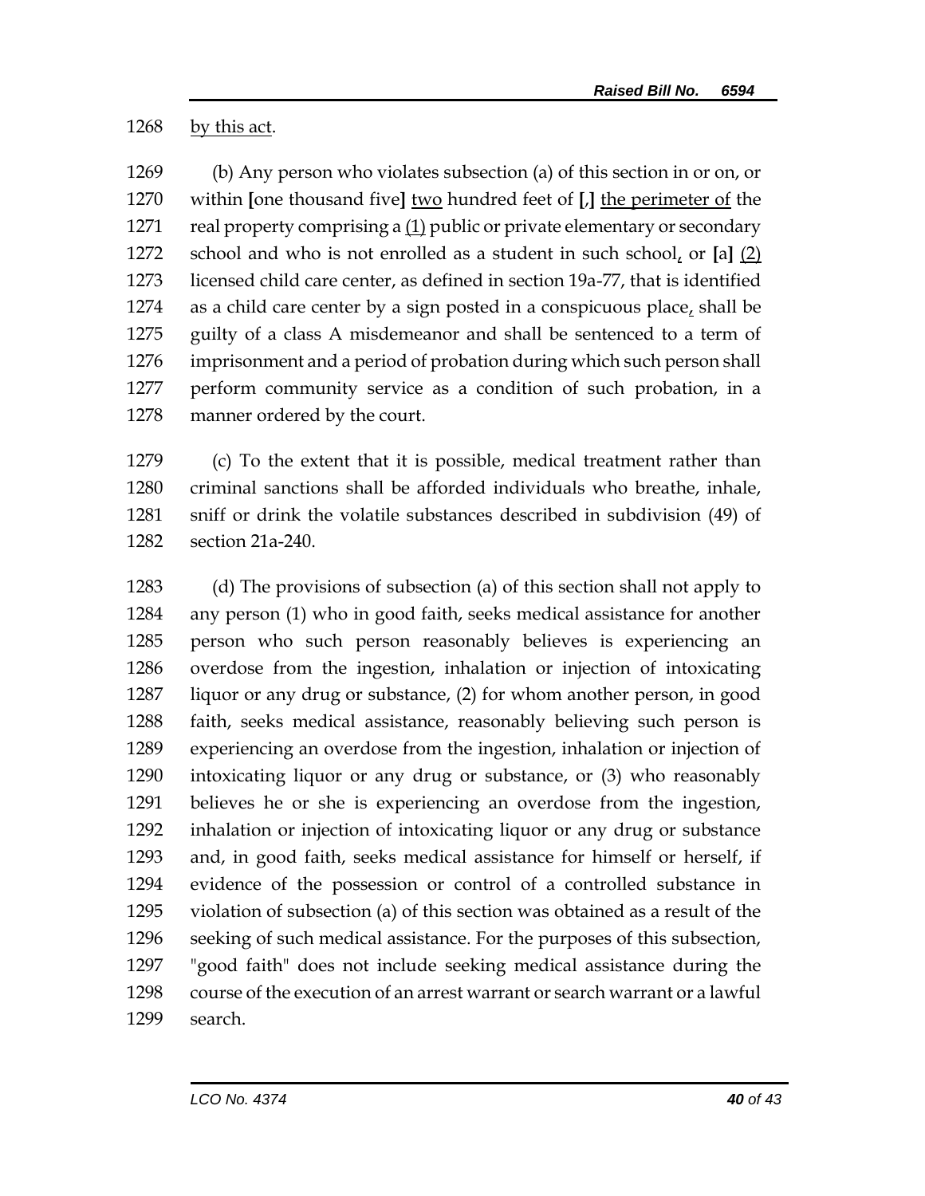1268 by this act.

1269 (b) Any person who violates subsection (a) of this section in or on, or
1270 within [one thousand five] two hundred feet of [,] the perimeter of the
1271 real property comprising a (1) public or private elementary or secondary
1272 school and who is not enrolled as a student in such school, or [a] (2)
1273 licensed child care center, as defined in section 19a-77, that is identified
1274 as a child care center by a sign posted in a conspicuous place, shall be
1275 guilty of a class A misdemeanor and shall be sentenced to a term of
1276 imprisonment and a period of probation during which such person shall
1277 perform community service as a condition of such probation, in a
1278 manner ordered by the court.

1279 (c) To the extent that it is possible, medical treatment rather than
1280 criminal sanctions shall be afforded individuals who breathe, inhale,
1281 sniff or drink the volatile substances described in subdivision (49) of
1282 section 21a-240.

1283 (d) The provisions of subsection (a) of this section shall not apply to
1284 any person (1) who in good faith, seeks medical assistance for another
1285 person who such person reasonably believes is experiencing an
1286 overdose from the ingestion, inhalation or injection of intoxicating
1287 liquor or any drug or substance, (2) for whom another person, in good
1288 faith, seeks medical assistance, reasonably believing such person is
1289 experiencing an overdose from the ingestion, inhalation or injection of
1290 intoxicating liquor or any drug or substance, or (3) who reasonably
1291 believes he or she is experiencing an overdose from the ingestion,
1292 inhalation or injection of intoxicating liquor or any drug or substance
1293 and, in good faith, seeks medical assistance for himself or herself, if
1294 evidence of the possession or control of a controlled substance in
1295 violation of subsection (a) of this section was obtained as a result of the
1296 seeking of such medical assistance. For the purposes of this subsection,
1297 "good faith" does not include seeking medical assistance during the
1298 course of the execution of an arrest warrant or search warrant or a lawful
1299 search.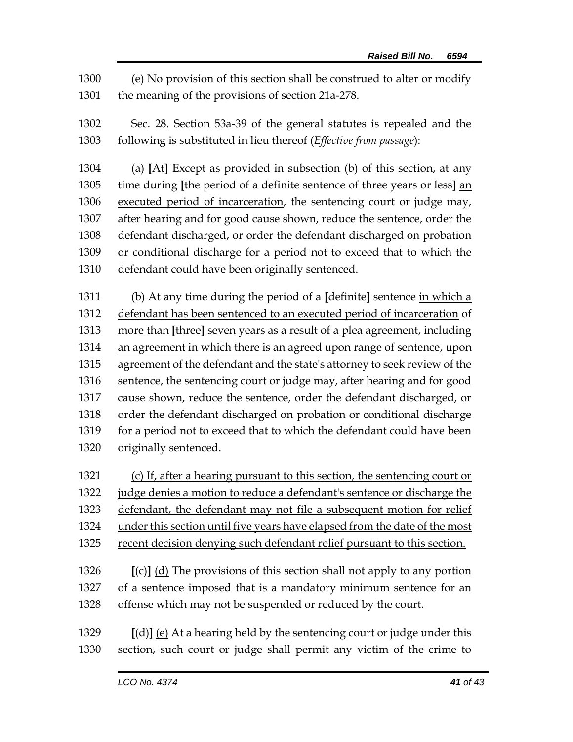(e) No provision of this section shall be construed to alter or modify the meaning of the provisions of section 21a-278.

Sec. 28. Section 53a-39 of the general statutes is repealed and the following is substituted in lieu thereof (*Effective from passage*):

(a) **[**At**]** Except as provided in subsection (b) of this section, at any time during **[**the period of a definite sentence of three years or less**]** an executed period of incarceration, the sentencing court or judge may, after hearing and for good cause shown, reduce the sentence, order the defendant discharged, or order the defendant discharged on probation or conditional discharge for a period not to exceed that to which the defendant could have been originally sentenced.

(b) At any time during the period of a **[**definite**]** sentence in which a defendant has been sentenced to an executed period of incarceration of more than **[**three**]** seven years as a result of a plea agreement, including an agreement in which there is an agreed upon range of sentence, upon agreement of the defendant and the state's attorney to seek review of the sentence, the sentencing court or judge may, after hearing and for good cause shown, reduce the sentence, order the defendant discharged, or order the defendant discharged on probation or conditional discharge for a period not to exceed that to which the defendant could have been originally sentenced.

(c) If, after a hearing pursuant to this section, the sentencing court or judge denies a motion to reduce a defendant's sentence or discharge the defendant, the defendant may not file a subsequent motion for relief under this section until five years have elapsed from the date of the most recent decision denying such defendant relief pursuant to this section.

**[**(c)**]** (d) The provisions of this section shall not apply to any portion of a sentence imposed that is a mandatory minimum sentence for an offense which may not be suspended or reduced by the court.

**[**(d)**]** (e) At a hearing held by the sentencing court or judge under this section, such court or judge shall permit any victim of the crime to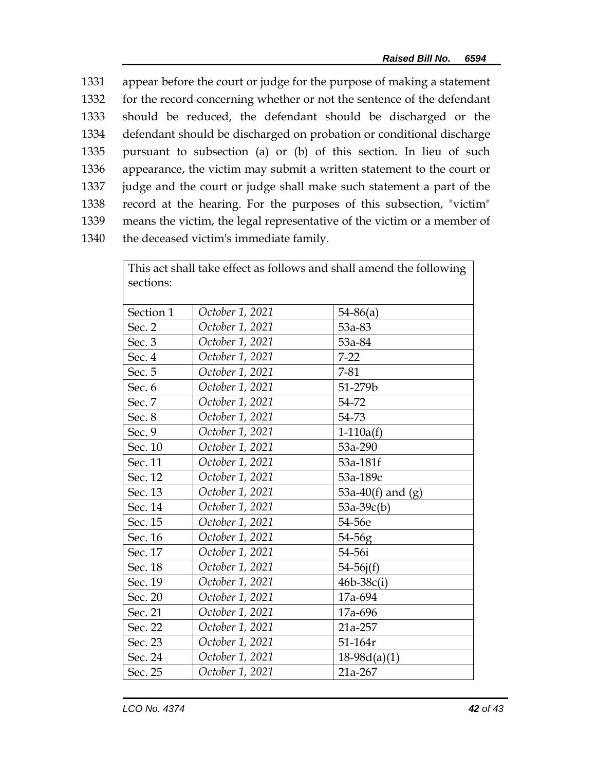appear before the court or judge for the purpose of making a statement for the record concerning whether or not the sentence of the defendant should be reduced, the defendant should be discharged or the defendant should be discharged on probation or conditional discharge pursuant to subsection (a) or (b) of this section. In lieu of such appearance, the victim may submit a written statement to the court or judge and the court or judge shall make such statement a part of the record at the hearing. For the purposes of this subsection, "victim" means the victim, the legal representative of the victim or a member of the deceased victim's immediate family.

| This act shall take effect as follows and shall amend the following sections: | | |
|---|---|---|
| Section 1 | *October 1, 2021* | 54-86(a) |
| Sec. 2 | *October 1, 2021* | 53a-83 |
| Sec. 3 | *October 1, 2021* | 53a-84 |
| Sec. 4 | *October 1, 2021* | 7-22 |
| Sec. 5 | *October 1, 2021* | 7-81 |
| Sec. 6 | *October 1, 2021* | 51-279b |
| Sec. 7 | *October 1, 2021* | 54-72 |
| Sec. 8 | *October 1, 2021* | 54-73 |
| Sec. 9 | *October 1, 2021* | 1-110a(f) |
| Sec. 10 | *October 1, 2021* | 53a-290 |
| Sec. 11 | *October 1, 2021* | 53a-181f |
| Sec. 12 | *October 1, 2021* | 53a-189c |
| Sec. 13 | *October 1, 2021* | 53a-40(f) and (g) |
| Sec. 14 | *October 1, 2021* | 53a-39c(b) |
| Sec. 15 | *October 1, 2021* | 54-56e |
| Sec. 16 | *October 1, 2021* | 54-56g |
| Sec. 17 | *October 1, 2021* | 54-56i |
| Sec. 18 | *October 1, 2021* | 54-56j(f) |
| Sec. 19 | *October 1, 2021* | 46b-38c(i) |
| Sec. 20 | *October 1, 2021* | 17a-694 |
| Sec. 21 | *October 1, 2021* | 17a-696 |
| Sec. 22 | *October 1, 2021* | 21a-257 |
| Sec. 23 | *October 1, 2021* | 51-164r |
| Sec. 24 | *October 1, 2021* | 18-98d(a)(1) |
| Sec. 25 | *October 1, 2021* | 21a-267 |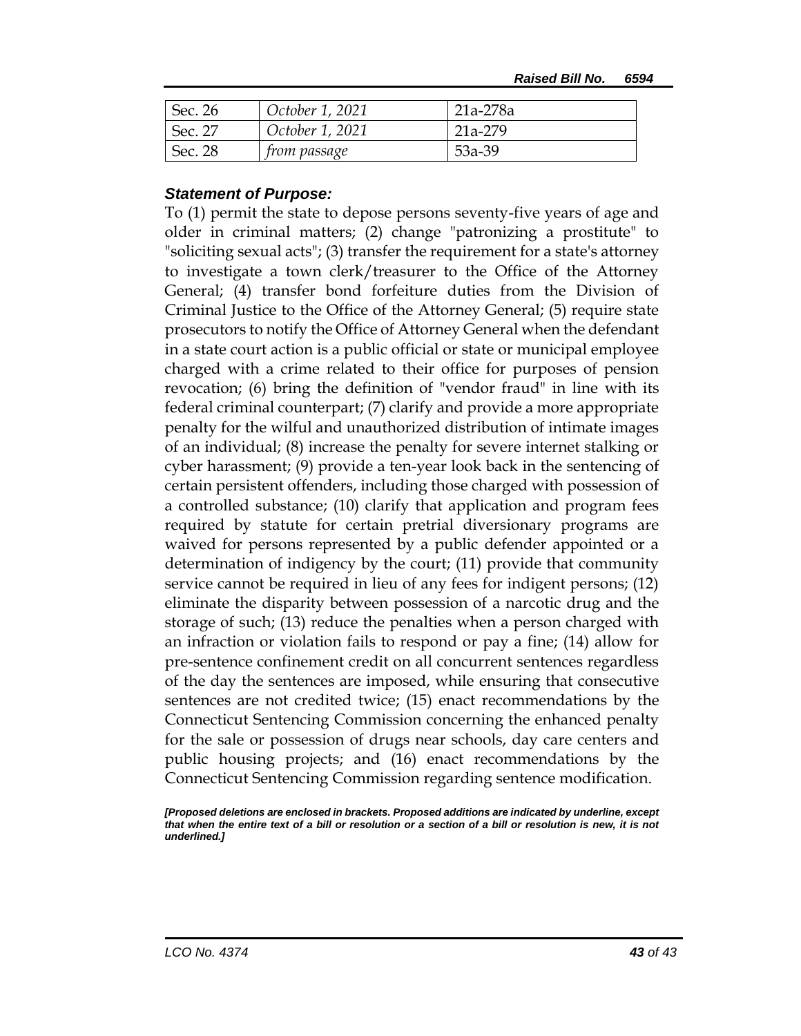| | | |
|---|---|---|
| Sec. 26 | *October 1, 2021* | 21a-278a |
| Sec. 27 | *October 1, 2021* | 21a-279 |
| Sec. 28 | *from passage* | 53a-39 |

### *Statement of Purpose:*

To (1) permit the state to depose persons seventy-five years of age and older in criminal matters; (2) change "patronizing a prostitute" to "soliciting sexual acts"; (3) transfer the requirement for a state's attorney to investigate a town clerk/treasurer to the Office of the Attorney General; (4) transfer bond forfeiture duties from the Division of Criminal Justice to the Office of the Attorney General; (5) require state prosecutors to notify the Office of Attorney General when the defendant in a state court action is a public official or state or municipal employee charged with a crime related to their office for purposes of pension revocation; (6) bring the definition of "vendor fraud" in line with its federal criminal counterpart; (7) clarify and provide a more appropriate penalty for the wilful and unauthorized distribution of intimate images of an individual; (8) increase the penalty for severe internet stalking or cyber harassment; (9) provide a ten-year look back in the sentencing of certain persistent offenders, including those charged with possession of a controlled substance; (10) clarify that application and program fees required by statute for certain pretrial diversionary programs are waived for persons represented by a public defender appointed or a determination of indigency by the court; (11) provide that community service cannot be required in lieu of any fees for indigent persons; (12) eliminate the disparity between possession of a narcotic drug and the storage of such; (13) reduce the penalties when a person charged with an infraction or violation fails to respond or pay a fine; (14) allow for pre-sentence confinement credit on all concurrent sentences regardless of the day the sentences are imposed, while ensuring that consecutive sentences are not credited twice; (15) enact recommendations by the Connecticut Sentencing Commission concerning the enhanced penalty for the sale or possession of drugs near schools, day care centers and public housing projects; and (16) enact recommendations by the Connecticut Sentencing Commission regarding sentence modification.

***[Proposed deletions are enclosed in brackets. Proposed additions are indicated by underline, except that when the entire text of a bill or resolution or a section of a bill or resolution is new, it is not underlined.]***